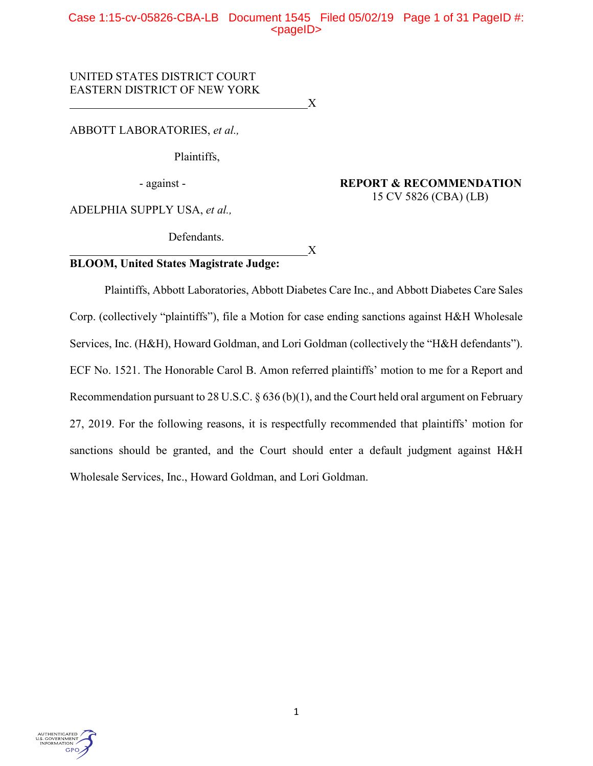UNITED STATES DISTRICT COURT
EASTERN DISTRICT OF NEW YORK

---

ABBOTT LABORATORIES, *et al.,*

Plaintiffs,

- against -

**REPORT & RECOMMENDATION**
15 CV 5826 (CBA) (LB)

ADELPHIA SUPPLY USA, *et al.,*

Defendants.

---

**BLOOM, United States Magistrate Judge:**

Plaintiffs, Abbott Laboratories, Abbott Diabetes Care Inc., and Abbott Diabetes Care Sales Corp. (collectively "plaintiffs"), file a Motion for case ending sanctions against H&H Wholesale Services, Inc. (H&H), Howard Goldman, and Lori Goldman (collectively the "H&H defendants"). ECF No. 1521. The Honorable Carol B. Amon referred plaintiffs' motion to me for a Report and Recommendation pursuant to 28 U.S.C. § 636 (b)(1), and the Court held oral argument on February 27, 2019. For the following reasons, it is respectfully recommended that plaintiffs' motion for sanctions should be granted, and the Court should enter a default judgment against H&H Wholesale Services, Inc., Howard Goldman, and Lori Goldman.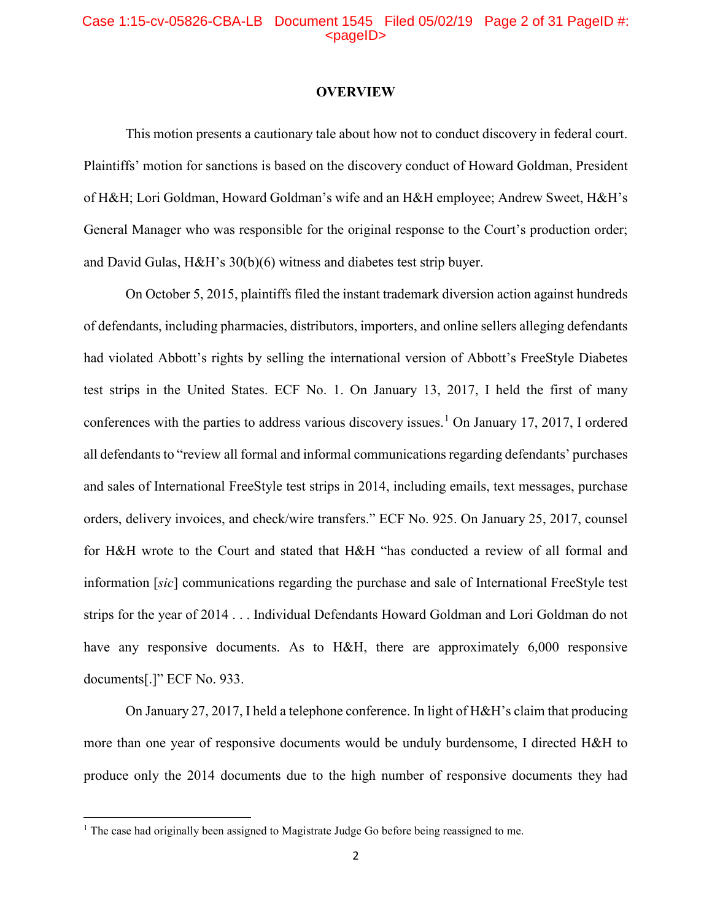# OVERVIEW

This motion presents a cautionary tale about how not to conduct discovery in federal court. Plaintiffs' motion for sanctions is based on the discovery conduct of Howard Goldman, President of H&H; Lori Goldman, Howard Goldman's wife and an H&H employee; Andrew Sweet, H&H's General Manager who was responsible for the original response to the Court's production order; and David Gulas, H&H's 30(b)(6) witness and diabetes test strip buyer.

On October 5, 2015, plaintiffs filed the instant trademark diversion action against hundreds of defendants, including pharmacies, distributors, importers, and online sellers alleging defendants had violated Abbott's rights by selling the international version of Abbott's FreeStyle Diabetes test strips in the United States. ECF No. 1. On January 13, 2017, I held the first of many conferences with the parties to address various discovery issues.[1] On January 17, 2017, I ordered all defendants to "review all formal and informal communications regarding defendants' purchases and sales of International FreeStyle test strips in 2014, including emails, text messages, purchase orders, delivery invoices, and check/wire transfers." ECF No. 925. On January 25, 2017, counsel for H&H wrote to the Court and stated that H&H "has conducted a review of all formal and information [*sic*] communications regarding the purchase and sale of International FreeStyle test strips for the year of 2014 . . . Individual Defendants Howard Goldman and Lori Goldman do not have any responsive documents. As to H&H, there are approximately 6,000 responsive documents[.]" ECF No. 933.

On January 27, 2017, I held a telephone conference. In light of H&H's claim that producing more than one year of responsive documents would be unduly burdensome, I directed H&H to produce only the 2014 documents due to the high number of responsive documents they had

[1] The case had originally been assigned to Magistrate Judge Go before being reassigned to me.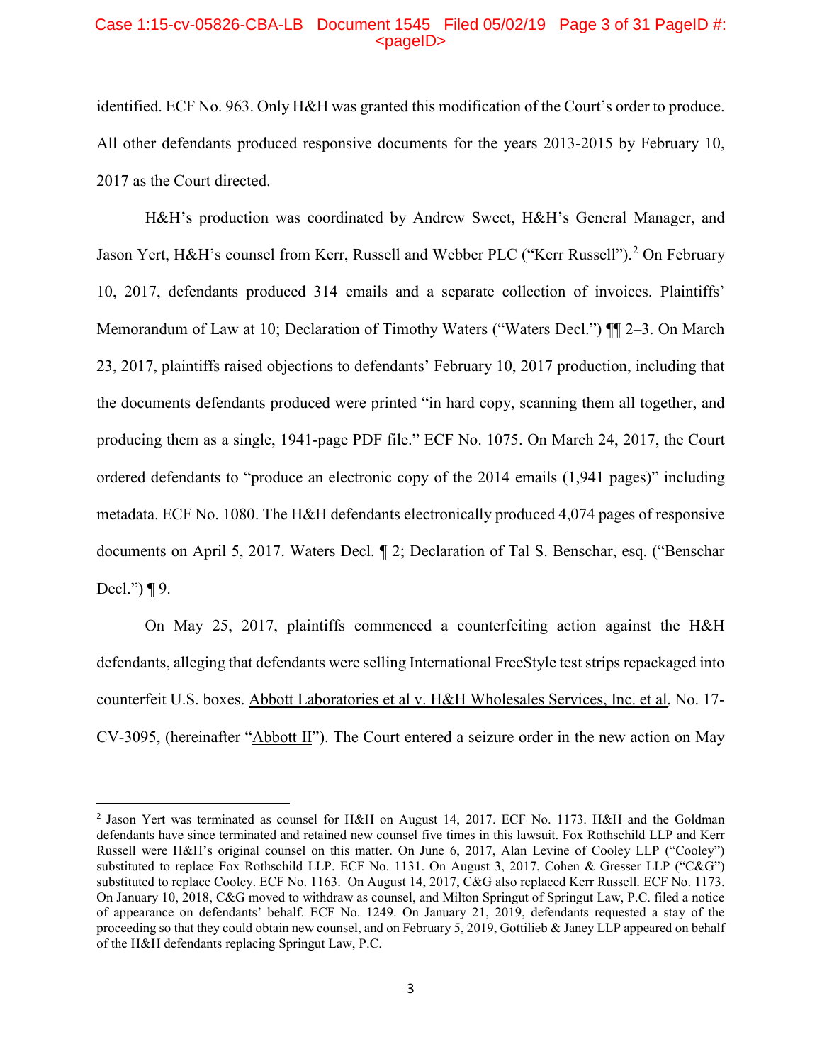identified. ECF No. 963. Only H&H was granted this modification of the Court's order to produce. All other defendants produced responsive documents for the years 2013-2015 by February 10, 2017 as the Court directed.

H&H's production was coordinated by Andrew Sweet, H&H's General Manager, and Jason Yert, H&H's counsel from Kerr, Russell and Webber PLC ("Kerr Russell").[2] On February 10, 2017, defendants produced 314 emails and a separate collection of invoices. Plaintiffs' Memorandum of Law at 10; Declaration of Timothy Waters ("Waters Decl.") ¶¶ 2–3. On March 23, 2017, plaintiffs raised objections to defendants' February 10, 2017 production, including that the documents defendants produced were printed "in hard copy, scanning them all together, and producing them as a single, 1941-page PDF file." ECF No. 1075. On March 24, 2017, the Court ordered defendants to "produce an electronic copy of the 2014 emails (1,941 pages)" including metadata. ECF No. 1080. The H&H defendants electronically produced 4,074 pages of responsive documents on April 5, 2017. Waters Decl. ¶ 2; Declaration of Tal S. Benschar, esq. ("Benschar Decl.") ¶ 9.

On May 25, 2017, plaintiffs commenced a counterfeiting action against the H&H defendants, alleging that defendants were selling International FreeStyle test strips repackaged into counterfeit U.S. boxes. Abbott Laboratories et al v. H&H Wholesales Services, Inc. et al, No. 17-CV-3095, (hereinafter "Abbott II"). The Court entered a seizure order in the new action on May

[2] Jason Yert was terminated as counsel for H&H on August 14, 2017. ECF No. 1173. H&H and the Goldman defendants have since terminated and retained new counsel five times in this lawsuit. Fox Rothschild LLP and Kerr Russell were H&H's original counsel on this matter. On June 6, 2017, Alan Levine of Cooley LLP ("Cooley") substituted to replace Fox Rothschild LLP. ECF No. 1131. On August 3, 2017, Cohen & Gresser LLP ("C&G") substituted to replace Cooley. ECF No. 1163. On August 14, 2017, C&G also replaced Kerr Russell. ECF No. 1173. On January 10, 2018, C&G moved to withdraw as counsel, and Milton Springut of Springut Law, P.C. filed a notice of appearance on defendants' behalf. ECF No. 1249. On January 21, 2019, defendants requested a stay of the proceeding so that they could obtain new counsel, and on February 5, 2019, Gottilieb & Janey LLP appeared on behalf of the H&H defendants replacing Springut Law, P.C.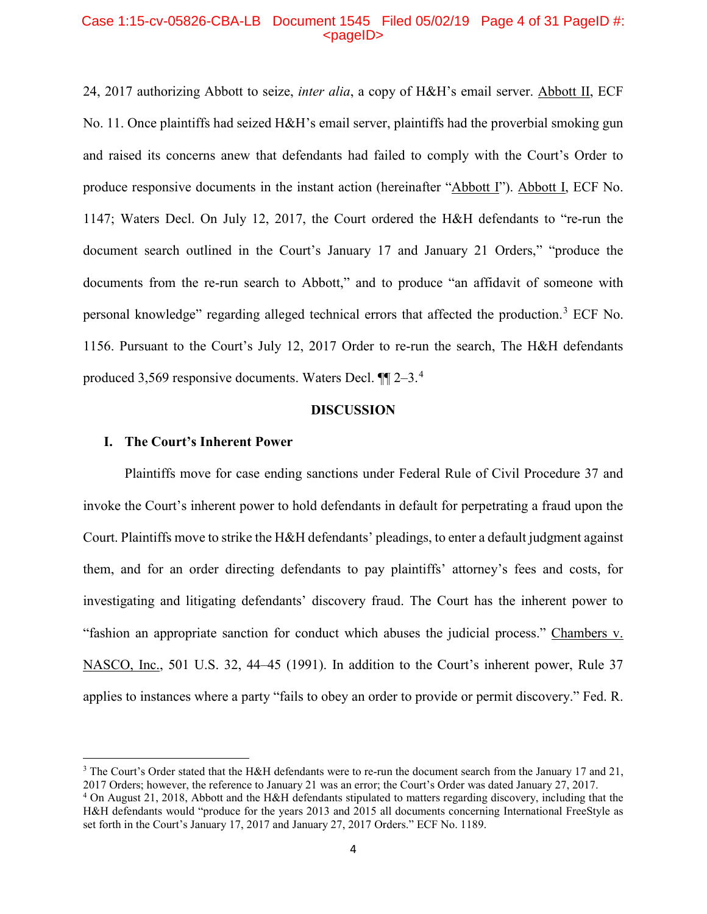24, 2017 authorizing Abbott to seize, *inter alia*, a copy of H&H's email server. Abbott II, ECF No. 11. Once plaintiffs had seized H&H's email server, plaintiffs had the proverbial smoking gun and raised its concerns anew that defendants had failed to comply with the Court's Order to produce responsive documents in the instant action (hereinafter "Abbott I"). Abbott I, ECF No. 1147; Waters Decl. On July 12, 2017, the Court ordered the H&H defendants to "re-run the document search outlined in the Court's January 17 and January 21 Orders," "produce the documents from the re-run search to Abbott," and to produce "an affidavit of someone with personal knowledge" regarding alleged technical errors that affected the production.[3] ECF No. 1156. Pursuant to the Court's July 12, 2017 Order to re-run the search, The H&H defendants produced 3,569 responsive documents. Waters Decl. ¶¶ 2–3.[4]

## DISCUSSION

### I. The Court's Inherent Power

Plaintiffs move for case ending sanctions under Federal Rule of Civil Procedure 37 and invoke the Court's inherent power to hold defendants in default for perpetrating a fraud upon the Court. Plaintiffs move to strike the H&H defendants' pleadings, to enter a default judgment against them, and for an order directing defendants to pay plaintiffs' attorney's fees and costs, for investigating and litigating defendants' discovery fraud. The Court has the inherent power to "fashion an appropriate sanction for conduct which abuses the judicial process." Chambers v. NASCO, Inc., 501 U.S. 32, 44–45 (1991). In addition to the Court's inherent power, Rule 37 applies to instances where a party "fails to obey an order to provide or permit discovery." Fed. R.

---

[3] The Court's Order stated that the H&H defendants were to re-run the document search from the January 17 and 21, 2017 Orders; however, the reference to January 21 was an error; the Court's Order was dated January 27, 2017.

[4] On August 21, 2018, Abbott and the H&H defendants stipulated to matters regarding discovery, including that the H&H defendants would "produce for the years 2013 and 2015 all documents concerning International FreeStyle as set forth in the Court's January 17, 2017 and January 27, 2017 Orders." ECF No. 1189.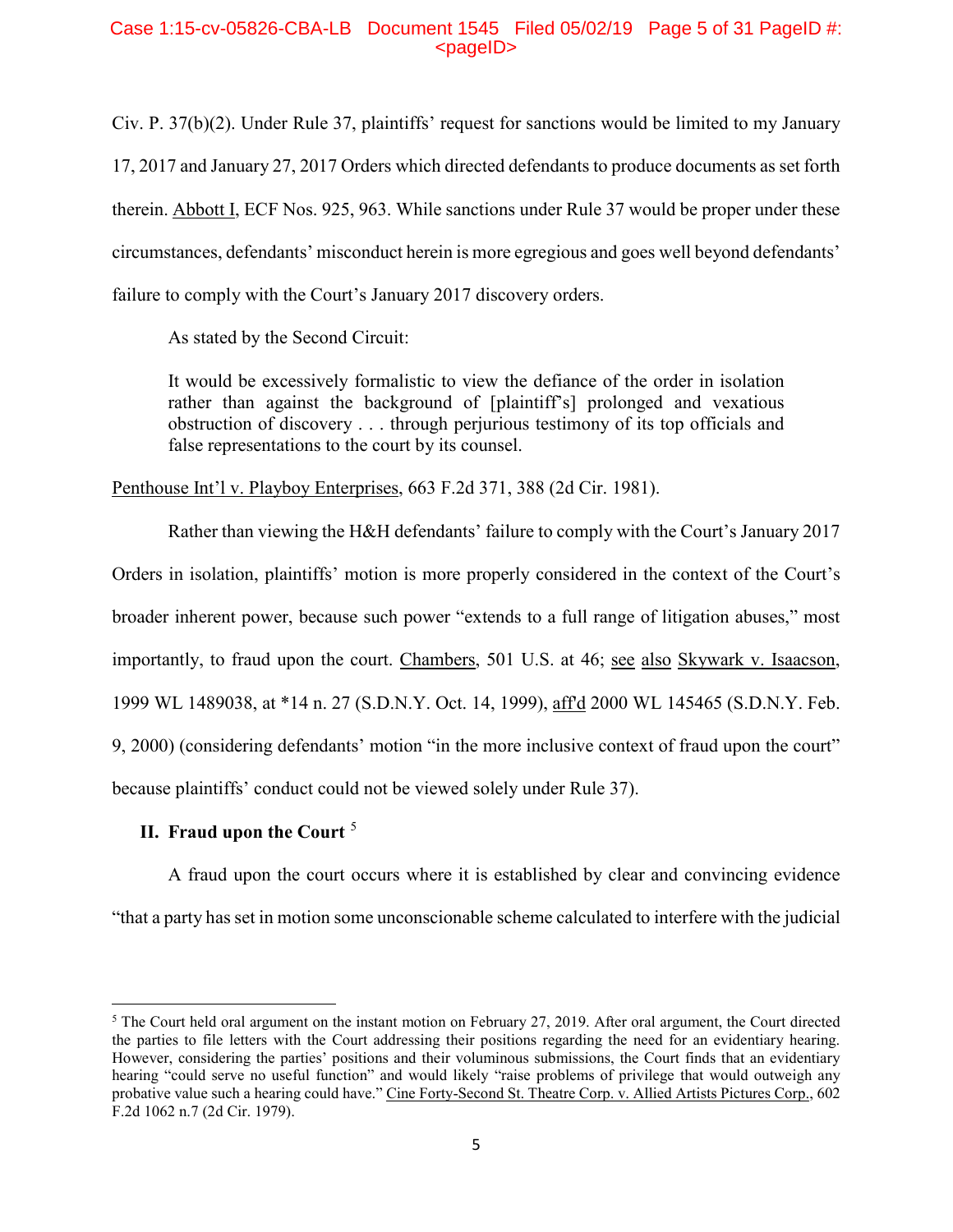Civ. P. 37(b)(2). Under Rule 37, plaintiffs' request for sanctions would be limited to my January 17, 2017 and January 27, 2017 Orders which directed defendants to produce documents as set forth therein. Abbott I, ECF Nos. 925, 963. While sanctions under Rule 37 would be proper under these circumstances, defendants' misconduct herein is more egregious and goes well beyond defendants' failure to comply with the Court's January 2017 discovery orders.

As stated by the Second Circuit:

> It would be excessively formalistic to view the defiance of the order in isolation rather than against the background of [plaintiff's] prolonged and vexatious obstruction of discovery . . . through perjurious testimony of its top officials and false representations to the court by its counsel.

Penthouse Int'l v. Playboy Enterprises, 663 F.2d 371, 388 (2d Cir. 1981).

Rather than viewing the H&H defendants' failure to comply with the Court's January 2017 Orders in isolation, plaintiffs' motion is more properly considered in the context of the Court's broader inherent power, because such power "extends to a full range of litigation abuses," most importantly, to fraud upon the court. Chambers, 501 U.S. at 46; see also Skywark v. Isaacson, 1999 WL 1489038, at *14 n. 27 (S.D.N.Y. Oct. 14, 1999), aff'd 2000 WL 145465 (S.D.N.Y. Feb. 9, 2000) (considering defendants' motion "in the more inclusive context of fraud upon the court" because plaintiffs' conduct could not be viewed solely under Rule 37).

## II. Fraud upon the Court [5]

A fraud upon the court occurs where it is established by clear and convincing evidence "that a party has set in motion some unconscionable scheme calculated to interfere with the judicial

---

[5] The Court held oral argument on the instant motion on February 27, 2019. After oral argument, the Court directed the parties to file letters with the Court addressing their positions regarding the need for an evidentiary hearing. However, considering the parties' positions and their voluminous submissions, the Court finds that an evidentiary hearing "could serve no useful function" and would likely "raise problems of privilege that would outweigh any probative value such a hearing could have." Cine Forty-Second St. Theatre Corp. v. Allied Artists Pictures Corp., 602 F.2d 1062 n.7 (2d Cir. 1979).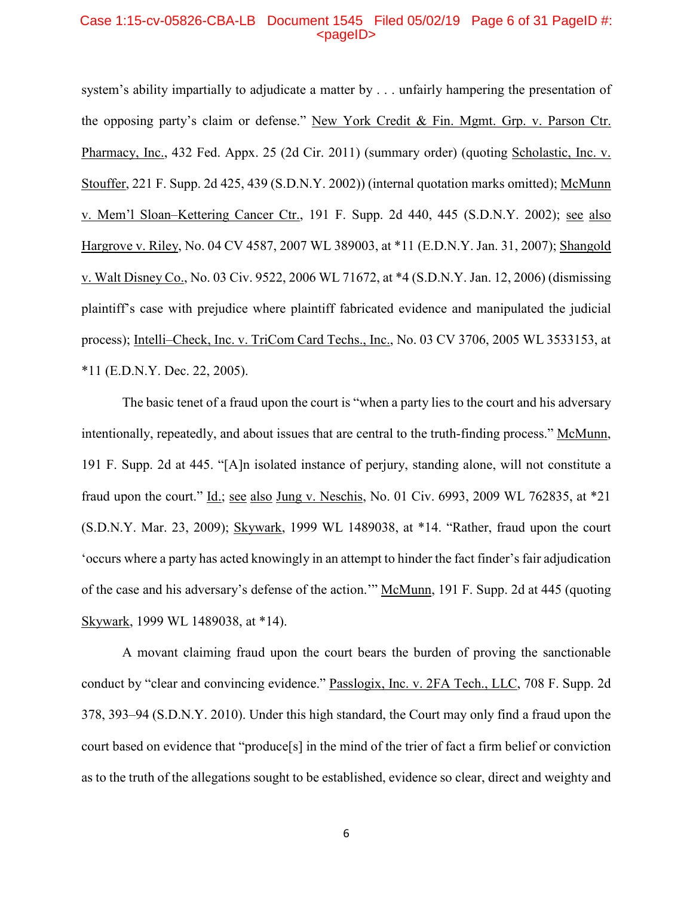system's ability impartially to adjudicate a matter by . . . unfairly hampering the presentation of the opposing party's claim or defense." New York Credit & Fin. Mgmt. Grp. v. Parson Ctr. Pharmacy, Inc., 432 Fed. Appx. 25 (2d Cir. 2011) (summary order) (quoting Scholastic, Inc. v. Stouffer, 221 F. Supp. 2d 425, 439 (S.D.N.Y. 2002)) (internal quotation marks omitted); McMunn v. Mem'l Sloan–Kettering Cancer Ctr., 191 F. Supp. 2d 440, 445 (S.D.N.Y. 2002); see also Hargrove v. Riley, No. 04 CV 4587, 2007 WL 389003, at *11 (E.D.N.Y. Jan. 31, 2007); Shangold v. Walt Disney Co., No. 03 Civ. 9522, 2006 WL 71672, at *4 (S.D.N.Y. Jan. 12, 2006) (dismissing plaintiff's case with prejudice where plaintiff fabricated evidence and manipulated the judicial process); Intelli–Check, Inc. v. TriCom Card Techs., Inc., No. 03 CV 3706, 2005 WL 3533153, at *11 (E.D.N.Y. Dec. 22, 2005).

The basic tenet of a fraud upon the court is "when a party lies to the court and his adversary intentionally, repeatedly, and about issues that are central to the truth-finding process." McMunn, 191 F. Supp. 2d at 445. "[A]n isolated instance of perjury, standing alone, will not constitute a fraud upon the court." Id.; see also Jung v. Neschis, No. 01 Civ. 6993, 2009 WL 762835, at *21 (S.D.N.Y. Mar. 23, 2009); Skywark, 1999 WL 1489038, at *14. "Rather, fraud upon the court 'occurs where a party has acted knowingly in an attempt to hinder the fact finder's fair adjudication of the case and his adversary's defense of the action.'" McMunn, 191 F. Supp. 2d at 445 (quoting Skywark, 1999 WL 1489038, at *14).

A movant claiming fraud upon the court bears the burden of proving the sanctionable conduct by "clear and convincing evidence." Passlogix, Inc. v. 2FA Tech., LLC, 708 F. Supp. 2d 378, 393–94 (S.D.N.Y. 2010). Under this high standard, the Court may only find a fraud upon the court based on evidence that "produce[s] in the mind of the trier of fact a firm belief or conviction as to the truth of the allegations sought to be established, evidence so clear, direct and weighty and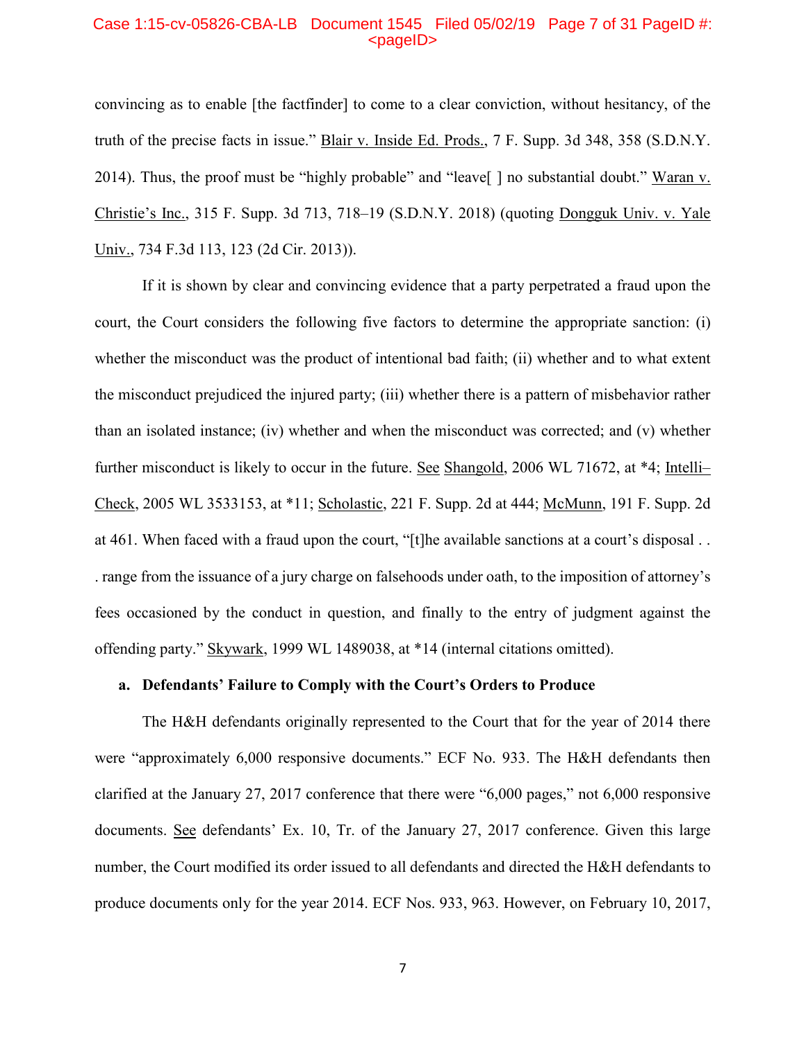convincing as to enable [the factfinder] to come to a clear conviction, without hesitancy, of the truth of the precise facts in issue." Blair v. Inside Ed. Prods., 7 F. Supp. 3d 348, 358 (S.D.N.Y. 2014). Thus, the proof must be "highly probable" and "leave[ ] no substantial doubt." Waran v. Christie's Inc., 315 F. Supp. 3d 713, 718–19 (S.D.N.Y. 2018) (quoting Dongguk Univ. v. Yale Univ., 734 F.3d 113, 123 (2d Cir. 2013)).

If it is shown by clear and convincing evidence that a party perpetrated a fraud upon the court, the Court considers the following five factors to determine the appropriate sanction: (i) whether the misconduct was the product of intentional bad faith; (ii) whether and to what extent the misconduct prejudiced the injured party; (iii) whether there is a pattern of misbehavior rather than an isolated instance; (iv) whether and when the misconduct was corrected; and (v) whether further misconduct is likely to occur in the future. See Shangold, 2006 WL 71672, at *4; Intelli–Check, 2005 WL 3533153, at *11; Scholastic, 221 F. Supp. 2d at 444; McMunn, 191 F. Supp. 2d at 461. When faced with a fraud upon the court, "[t]he available sanctions at a court's disposal . . . range from the issuance of a jury charge on falsehoods under oath, to the imposition of attorney's fees occasioned by the conduct in question, and finally to the entry of judgment against the offending party." Skywark, 1999 WL 1489038, at *14 (internal citations omitted).

**a. Defendants' Failure to Comply with the Court's Orders to Produce**

The H&H defendants originally represented to the Court that for the year of 2014 there were "approximately 6,000 responsive documents." ECF No. 933. The H&H defendants then clarified at the January 27, 2017 conference that there were "6,000 pages," not 6,000 responsive documents. See defendants' Ex. 10, Tr. of the January 27, 2017 conference. Given this large number, the Court modified its order issued to all defendants and directed the H&H defendants to produce documents only for the year 2014. ECF Nos. 933, 963. However, on February 10, 2017,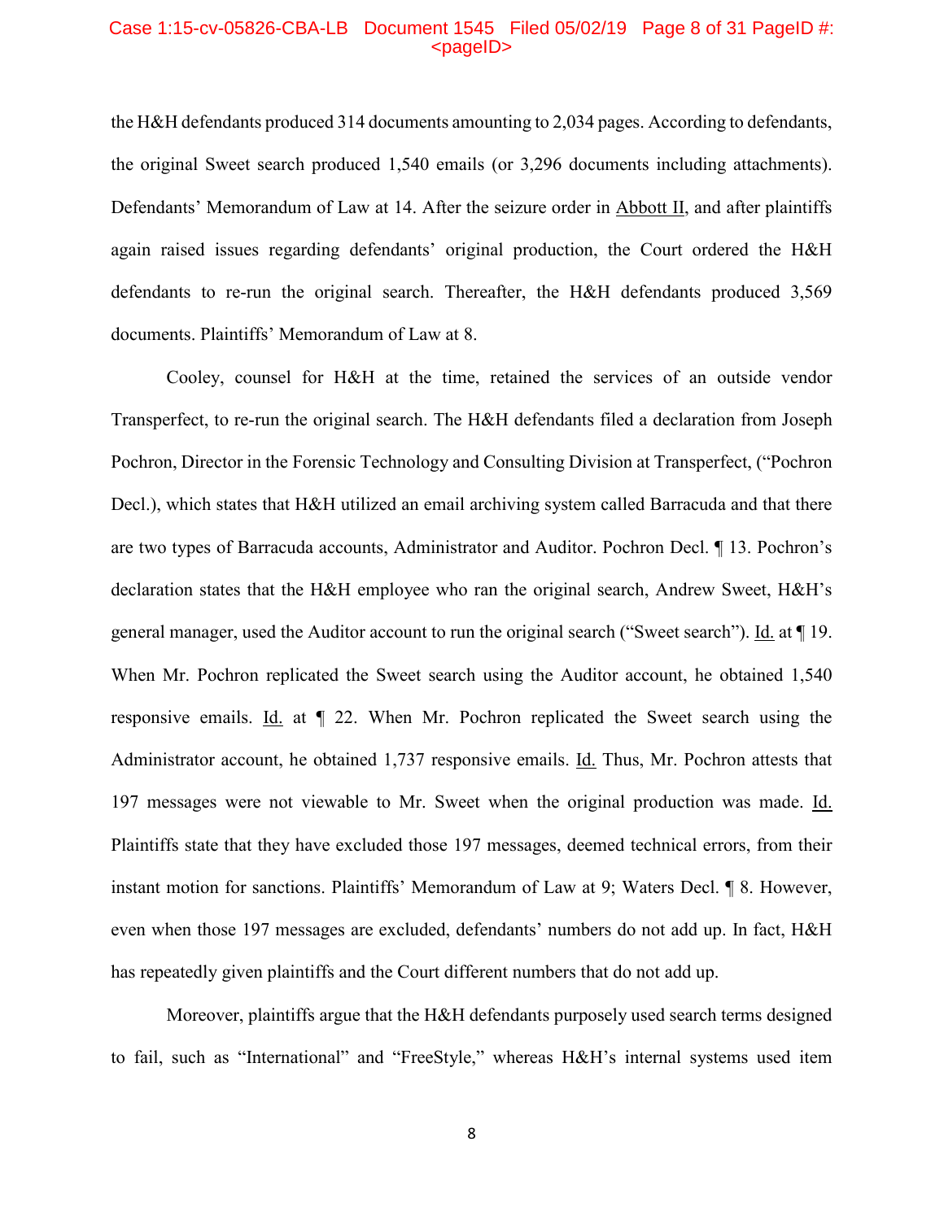the H&H defendants produced 314 documents amounting to 2,034 pages. According to defendants, the original Sweet search produced 1,540 emails (or 3,296 documents including attachments). Defendants' Memorandum of Law at 14. After the seizure order in Abbott II, and after plaintiffs again raised issues regarding defendants' original production, the Court ordered the H&H defendants to re-run the original search. Thereafter, the H&H defendants produced 3,569 documents. Plaintiffs' Memorandum of Law at 8.

Cooley, counsel for H&H at the time, retained the services of an outside vendor Transperfect, to re-run the original search. The H&H defendants filed a declaration from Joseph Pochron, Director in the Forensic Technology and Consulting Division at Transperfect, ("Pochron Decl.), which states that H&H utilized an email archiving system called Barracuda and that there are two types of Barracuda accounts, Administrator and Auditor. Pochron Decl. ¶ 13. Pochron's declaration states that the H&H employee who ran the original search, Andrew Sweet, H&H's general manager, used the Auditor account to run the original search ("Sweet search"). Id. at ¶ 19. When Mr. Pochron replicated the Sweet search using the Auditor account, he obtained 1,540 responsive emails. Id. at ¶ 22. When Mr. Pochron replicated the Sweet search using the Administrator account, he obtained 1,737 responsive emails. Id. Thus, Mr. Pochron attests that 197 messages were not viewable to Mr. Sweet when the original production was made. Id. Plaintiffs state that they have excluded those 197 messages, deemed technical errors, from their instant motion for sanctions. Plaintiffs' Memorandum of Law at 9; Waters Decl. ¶ 8. However, even when those 197 messages are excluded, defendants' numbers do not add up. In fact, H&H has repeatedly given plaintiffs and the Court different numbers that do not add up.

Moreover, plaintiffs argue that the H&H defendants purposely used search terms designed to fail, such as "International" and "FreeStyle," whereas H&H's internal systems used item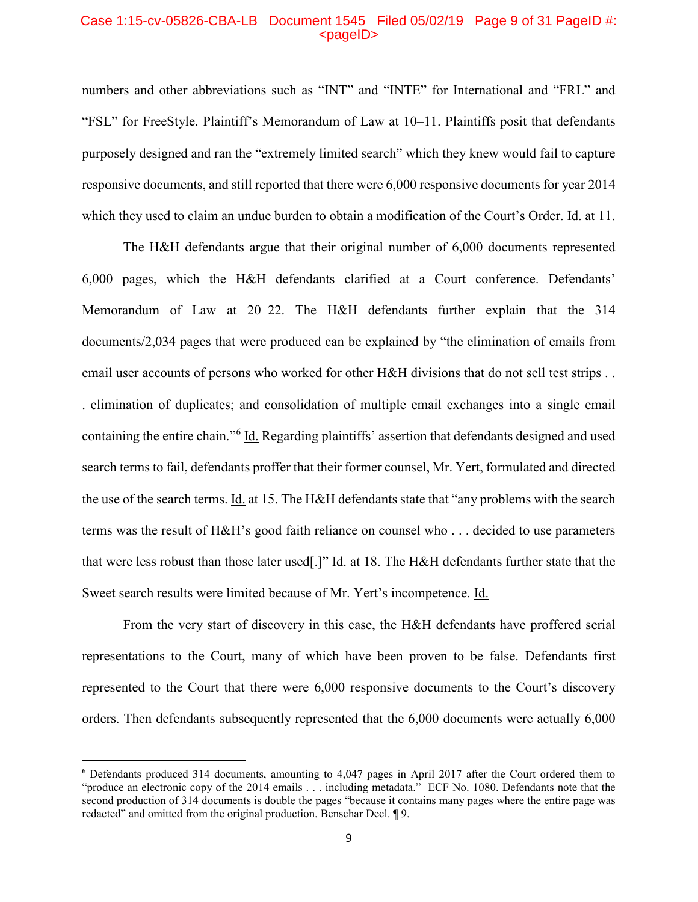numbers and other abbreviations such as "INT" and "INTE" for International and "FRL" and "FSL" for FreeStyle. Plaintiff's Memorandum of Law at 10–11. Plaintiffs posit that defendants purposely designed and ran the "extremely limited search" which they knew would fail to capture responsive documents, and still reported that there were 6,000 responsive documents for year 2014 which they used to claim an undue burden to obtain a modification of the Court's Order. Id. at 11.

The H&H defendants argue that their original number of 6,000 documents represented 6,000 pages, which the H&H defendants clarified at a Court conference. Defendants' Memorandum of Law at 20–22. The H&H defendants further explain that the 314 documents/2,034 pages that were produced can be explained by "the elimination of emails from email user accounts of persons who worked for other H&H divisions that do not sell test strips . . . . elimination of duplicates; and consolidation of multiple email exchanges into a single email containing the entire chain."[6] Id. Regarding plaintiffs' assertion that defendants designed and used search terms to fail, defendants proffer that their former counsel, Mr. Yert, formulated and directed the use of the search terms. Id. at 15. The H&H defendants state that "any problems with the search terms was the result of H&H's good faith reliance on counsel who . . . decided to use parameters that were less robust than those later used[.]" Id. at 18. The H&H defendants further state that the Sweet search results were limited because of Mr. Yert's incompetence. Id.

From the very start of discovery in this case, the H&H defendants have proffered serial representations to the Court, many of which have been proven to be false. Defendants first represented to the Court that there were 6,000 responsive documents to the Court's discovery orders. Then defendants subsequently represented that the 6,000 documents were actually 6,000

---

[6] Defendants produced 314 documents, amounting to 4,047 pages in April 2017 after the Court ordered them to "produce an electronic copy of the 2014 emails . . . including metadata." ECF No. 1080. Defendants note that the second production of 314 documents is double the pages "because it contains many pages where the entire page was redacted" and omitted from the original production. Benschar Decl. ¶ 9.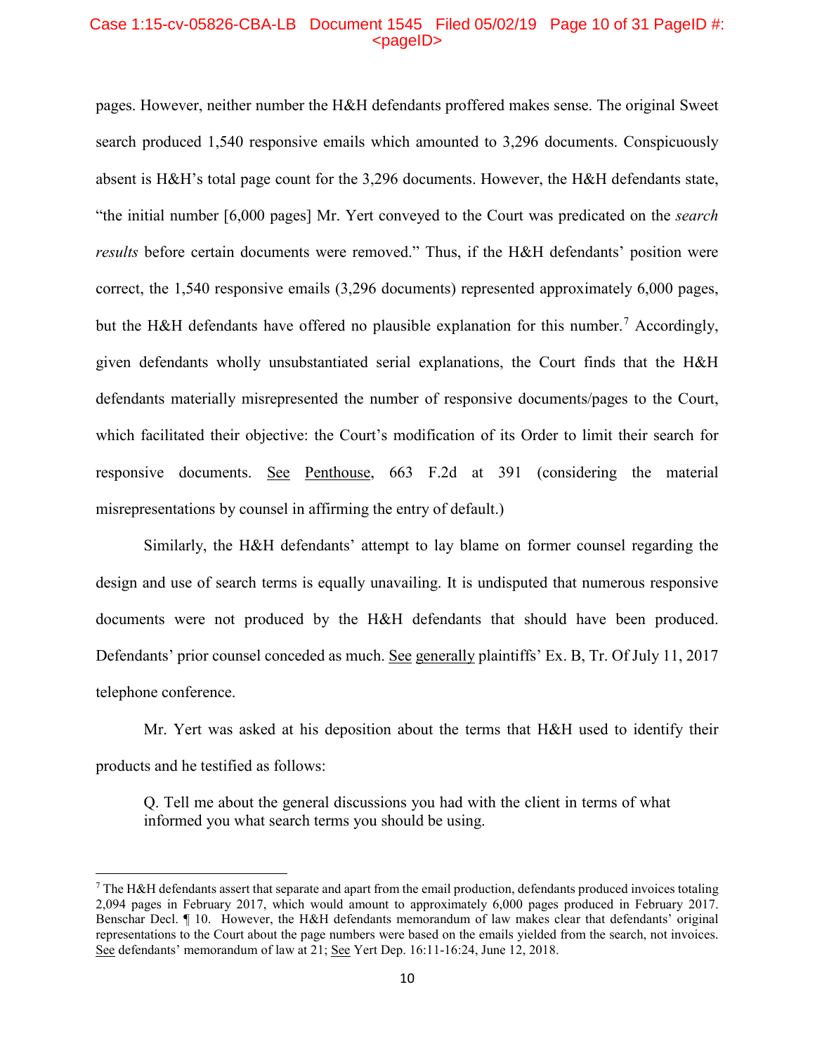pages. However, neither number the H&H defendants proffered makes sense. The original Sweet search produced 1,540 responsive emails which amounted to 3,296 documents. Conspicuously absent is H&H's total page count for the 3,296 documents. However, the H&H defendants state, "the initial number [6,000 pages] Mr. Yert conveyed to the Court was predicated on the *search results* before certain documents were removed." Thus, if the H&H defendants' position were correct, the 1,540 responsive emails (3,296 documents) represented approximately 6,000 pages, but the H&H defendants have offered no plausible explanation for this number.[7] Accordingly, given defendants wholly unsubstantiated serial explanations, the Court finds that the H&H defendants materially misrepresented the number of responsive documents/pages to the Court, which facilitated their objective: the Court's modification of its Order to limit their search for responsive documents. See Penthouse, 663 F.2d at 391 (considering the material misrepresentations by counsel in affirming the entry of default.)

Similarly, the H&H defendants' attempt to lay blame on former counsel regarding the design and use of search terms is equally unavailing. It is undisputed that numerous responsive documents were not produced by the H&H defendants that should have been produced. Defendants' prior counsel conceded as much. See generally plaintiffs' Ex. B, Tr. Of July 11, 2017 telephone conference.

Mr. Yert was asked at his deposition about the terms that H&H used to identify their products and he testified as follows:

> Q. Tell me about the general discussions you had with the client in terms of what informed you what search terms you should be using.

[7] The H&H defendants assert that separate and apart from the email production, defendants produced invoices totaling 2,094 pages in February 2017, which would amount to approximately 6,000 pages produced in February 2017. Benschar Decl. ¶ 10. However, the H&H defendants memorandum of law makes clear that defendants' original representations to the Court about the page numbers were based on the emails yielded from the search, not invoices. See defendants' memorandum of law at 21; See Yert Dep. 16:11-16:24, June 12, 2018.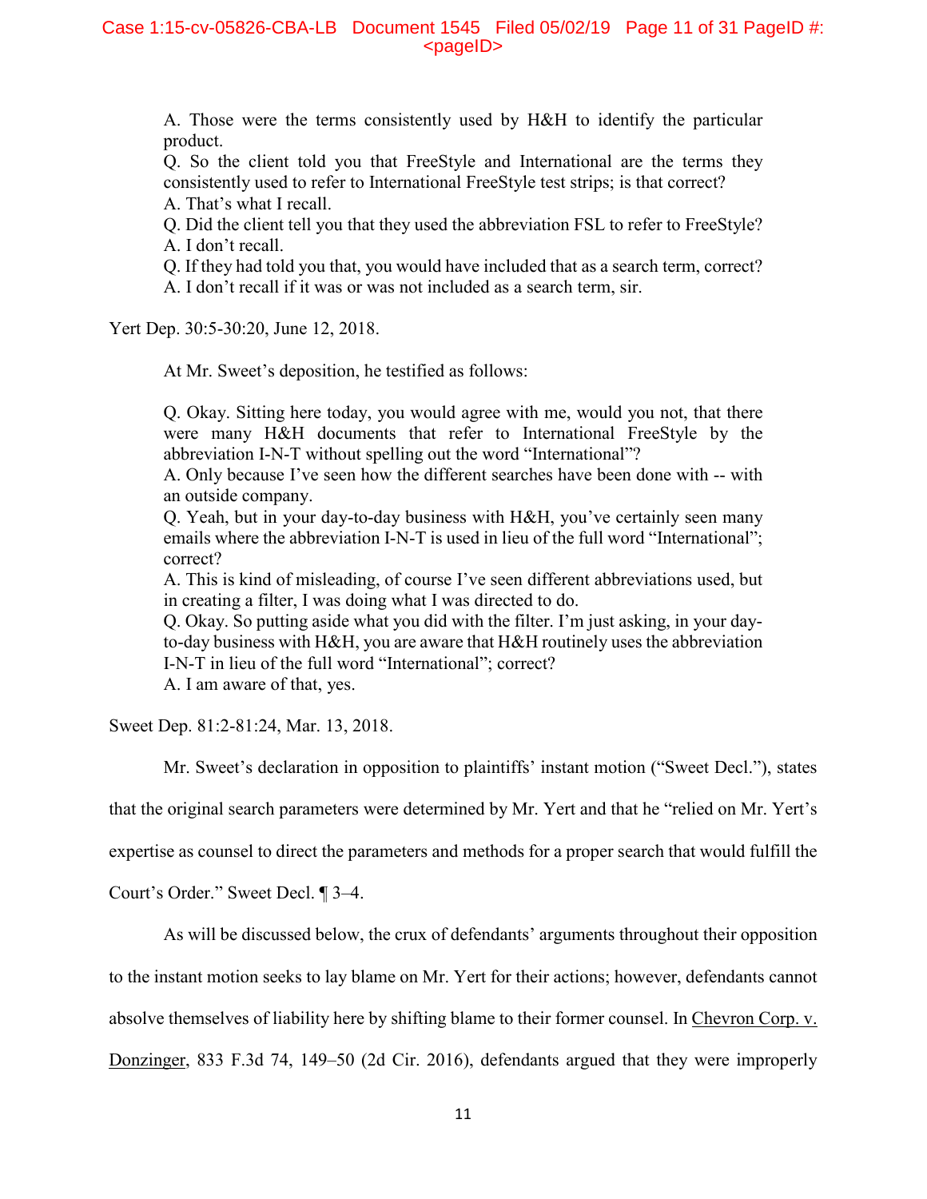> A. Those were the terms consistently used by H&H to identify the particular product.
> Q. So the client told you that FreeStyle and International are the terms they consistently used to refer to International FreeStyle test strips; is that correct?
> A. That's what I recall.
> Q. Did the client tell you that they used the abbreviation FSL to refer to FreeStyle?
> A. I don't recall.
> Q. If they had told you that, you would have included that as a search term, correct?
> A. I don't recall if it was or was not included as a search term, sir.

Yert Dep. 30:5-30:20, June 12, 2018.

At Mr. Sweet's deposition, he testified as follows:

> Q. Okay. Sitting here today, you would agree with me, would you not, that there were many H&H documents that refer to International FreeStyle by the abbreviation I-N-T without spelling out the word "International"?
> A. Only because I've seen how the different searches have been done with -- with an outside company.
> Q. Yeah, but in your day-to-day business with H&H, you've certainly seen many emails where the abbreviation I-N-T is used in lieu of the full word "International"; correct?
> A. This is kind of misleading, of course I've seen different abbreviations used, but in creating a filter, I was doing what I was directed to do.
> Q. Okay. So putting aside what you did with the filter. I'm just asking, in your day-to-day business with H&H, you are aware that H&H routinely uses the abbreviation I-N-T in lieu of the full word "International"; correct?
> A. I am aware of that, yes.

Sweet Dep. 81:2-81:24, Mar. 13, 2018.

Mr. Sweet's declaration in opposition to plaintiffs' instant motion ("Sweet Decl."), states that the original search parameters were determined by Mr. Yert and that he "relied on Mr. Yert's expertise as counsel to direct the parameters and methods for a proper search that would fulfill the Court's Order." Sweet Decl. ¶ 3–4.

As will be discussed below, the crux of defendants' arguments throughout their opposition to the instant motion seeks to lay blame on Mr. Yert for their actions; however, defendants cannot absolve themselves of liability here by shifting blame to their former counsel. In Chevron Corp. v. Donzinger, 833 F.3d 74, 149–50 (2d Cir. 2016), defendants argued that they were improperly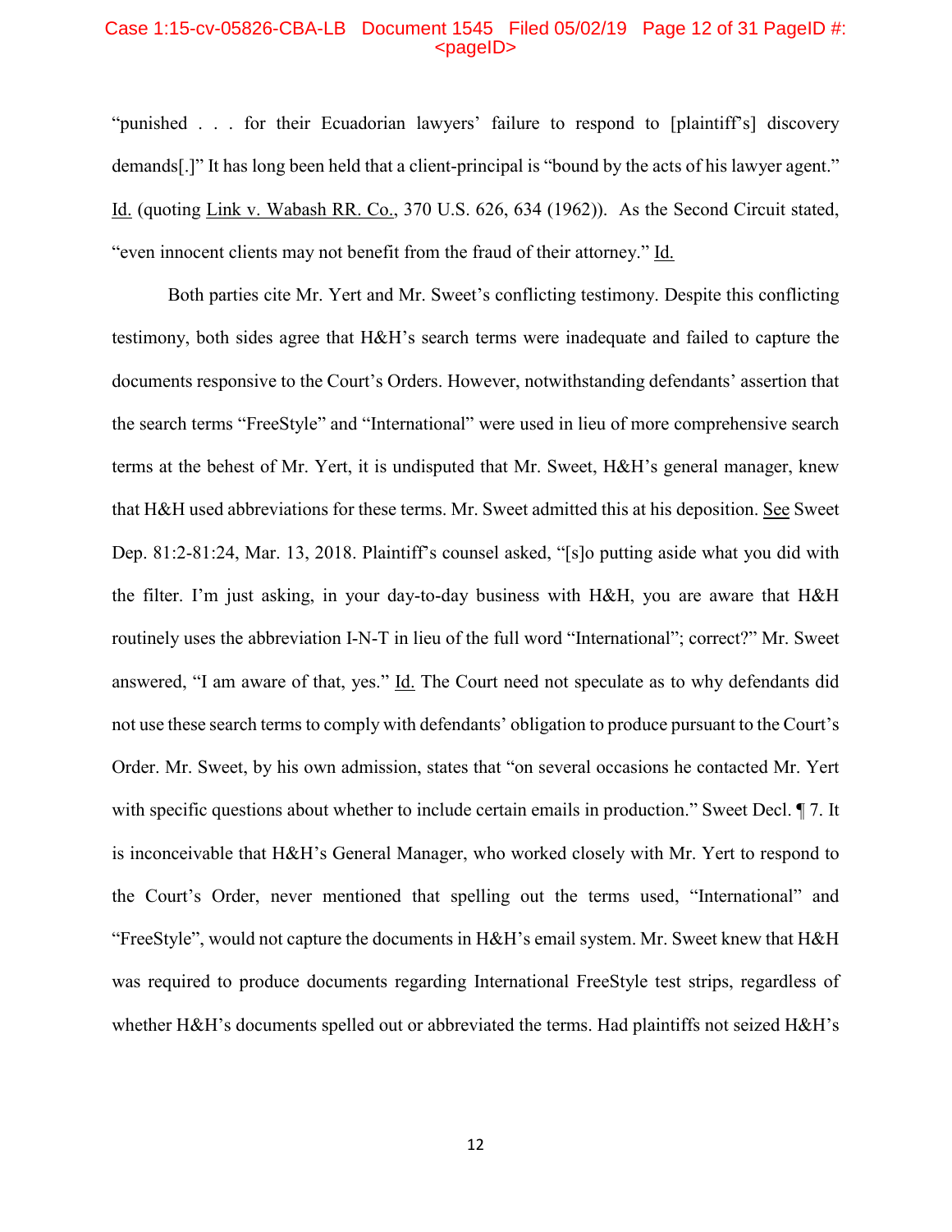"punished . . . for their Ecuadorian lawyers' failure to respond to [plaintiff's] discovery demands[.]" It has long been held that a client-principal is "bound by the acts of his lawyer agent." Id. (quoting Link v. Wabash RR. Co., 370 U.S. 626, 634 (1962)). As the Second Circuit stated, "even innocent clients may not benefit from the fraud of their attorney." Id.

Both parties cite Mr. Yert and Mr. Sweet's conflicting testimony. Despite this conflicting testimony, both sides agree that H&H's search terms were inadequate and failed to capture the documents responsive to the Court's Orders. However, notwithstanding defendants' assertion that the search terms "FreeStyle" and "International" were used in lieu of more comprehensive search terms at the behest of Mr. Yert, it is undisputed that Mr. Sweet, H&H's general manager, knew that H&H used abbreviations for these terms. Mr. Sweet admitted this at his deposition. See Sweet Dep. 81:2-81:24, Mar. 13, 2018. Plaintiff's counsel asked, "[s]o putting aside what you did with the filter. I'm just asking, in your day-to-day business with H&H, you are aware that H&H routinely uses the abbreviation I-N-T in lieu of the full word "International"; correct?" Mr. Sweet answered, "I am aware of that, yes." Id. The Court need not speculate as to why defendants did not use these search terms to comply with defendants' obligation to produce pursuant to the Court's Order. Mr. Sweet, by his own admission, states that "on several occasions he contacted Mr. Yert with specific questions about whether to include certain emails in production." Sweet Decl. ¶ 7. It is inconceivable that H&H's General Manager, who worked closely with Mr. Yert to respond to the Court's Order, never mentioned that spelling out the terms used, "International" and "FreeStyle", would not capture the documents in H&H's email system. Mr. Sweet knew that H&H was required to produce documents regarding International FreeStyle test strips, regardless of whether H&H's documents spelled out or abbreviated the terms. Had plaintiffs not seized H&H's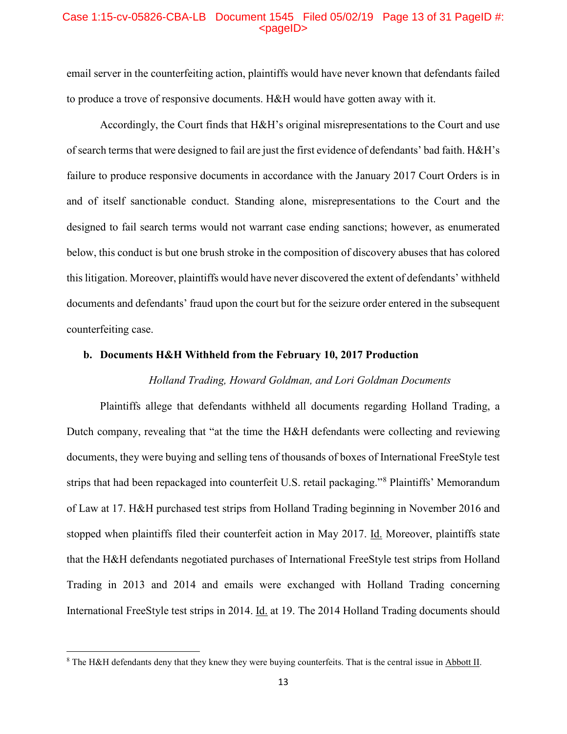email server in the counterfeiting action, plaintiffs would have never known that defendants failed to produce a trove of responsive documents. H&H would have gotten away with it.

Accordingly, the Court finds that H&H's original misrepresentations to the Court and use of search terms that were designed to fail are just the first evidence of defendants' bad faith. H&H's failure to produce responsive documents in accordance with the January 2017 Court Orders is in and of itself sanctionable conduct. Standing alone, misrepresentations to the Court and the designed to fail search terms would not warrant case ending sanctions; however, as enumerated below, this conduct is but one brush stroke in the composition of discovery abuses that has colored this litigation. Moreover, plaintiffs would have never discovered the extent of defendants' withheld documents and defendants' fraud upon the court but for the seizure order entered in the subsequent counterfeiting case.

**b. Documents H&H Withheld from the February 10, 2017 Production**

*Holland Trading, Howard Goldman, and Lori Goldman Documents*

Plaintiffs allege that defendants withheld all documents regarding Holland Trading, a Dutch company, revealing that "at the time the H&H defendants were collecting and reviewing documents, they were buying and selling tens of thousands of boxes of International FreeStyle test strips that had been repackaged into counterfeit U.S. retail packaging."[8] Plaintiffs' Memorandum of Law at 17. H&H purchased test strips from Holland Trading beginning in November 2016 and stopped when plaintiffs filed their counterfeit action in May 2017. Id. Moreover, plaintiffs state that the H&H defendants negotiated purchases of International FreeStyle test strips from Holland Trading in 2013 and 2014 and emails were exchanged with Holland Trading concerning International FreeStyle test strips in 2014. Id. at 19. The 2014 Holland Trading documents should

[8] The H&H defendants deny that they knew they were buying counterfeits. That is the central issue in Abbott II.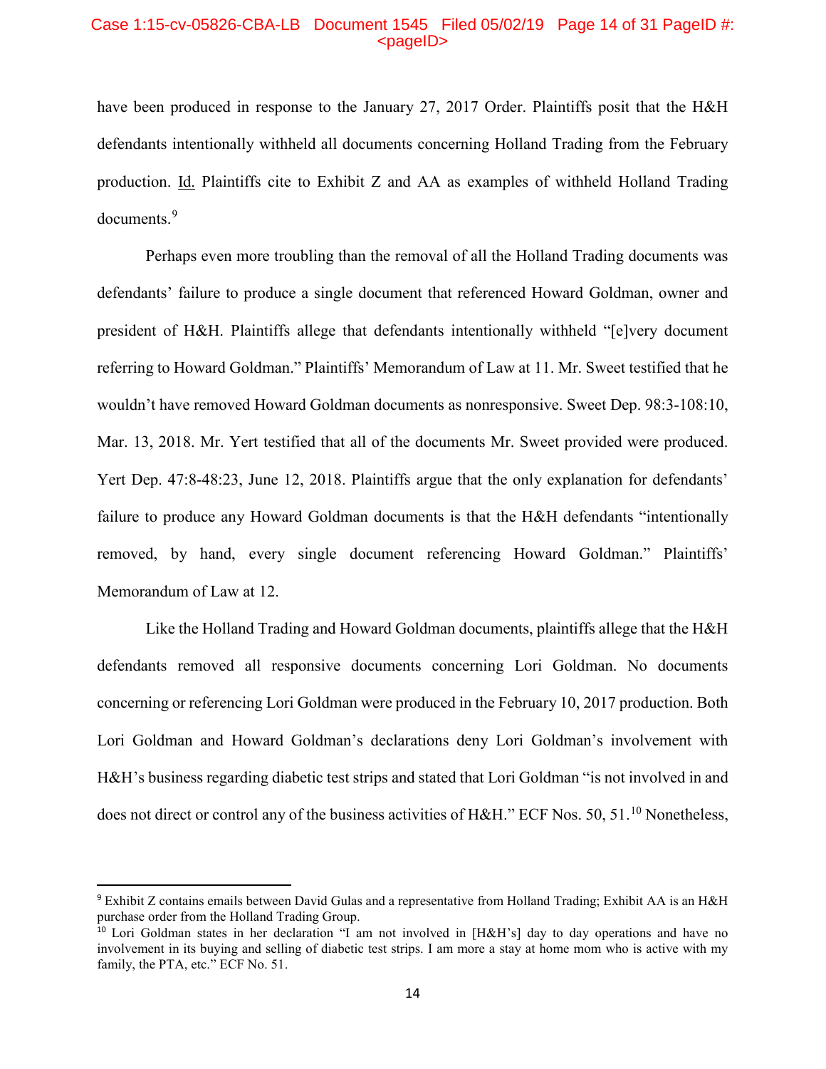have been produced in response to the January 27, 2017 Order. Plaintiffs posit that the H&H defendants intentionally withheld all documents concerning Holland Trading from the February production. Id. Plaintiffs cite to Exhibit Z and AA as examples of withheld Holland Trading documents.[9]

Perhaps even more troubling than the removal of all the Holland Trading documents was defendants' failure to produce a single document that referenced Howard Goldman, owner and president of H&H. Plaintiffs allege that defendants intentionally withheld "[e]very document referring to Howard Goldman." Plaintiffs' Memorandum of Law at 11. Mr. Sweet testified that he wouldn't have removed Howard Goldman documents as nonresponsive. Sweet Dep. 98:3-108:10, Mar. 13, 2018. Mr. Yert testified that all of the documents Mr. Sweet provided were produced. Yert Dep. 47:8-48:23, June 12, 2018. Plaintiffs argue that the only explanation for defendants' failure to produce any Howard Goldman documents is that the H&H defendants "intentionally removed, by hand, every single document referencing Howard Goldman." Plaintiffs' Memorandum of Law at 12.

Like the Holland Trading and Howard Goldman documents, plaintiffs allege that the H&H defendants removed all responsive documents concerning Lori Goldman. No documents concerning or referencing Lori Goldman were produced in the February 10, 2017 production. Both Lori Goldman and Howard Goldman's declarations deny Lori Goldman's involvement with H&H's business regarding diabetic test strips and stated that Lori Goldman "is not involved in and does not direct or control any of the business activities of H&H." ECF Nos. 50, 51.[10] Nonetheless,

---

[9] Exhibit Z contains emails between David Gulas and a representative from Holland Trading; Exhibit AA is an H&H purchase order from the Holland Trading Group.

[10] Lori Goldman states in her declaration "I am not involved in [H&H's] day to day operations and have no involvement in its buying and selling of diabetic test strips. I am more a stay at home mom who is active with my family, the PTA, etc." ECF No. 51.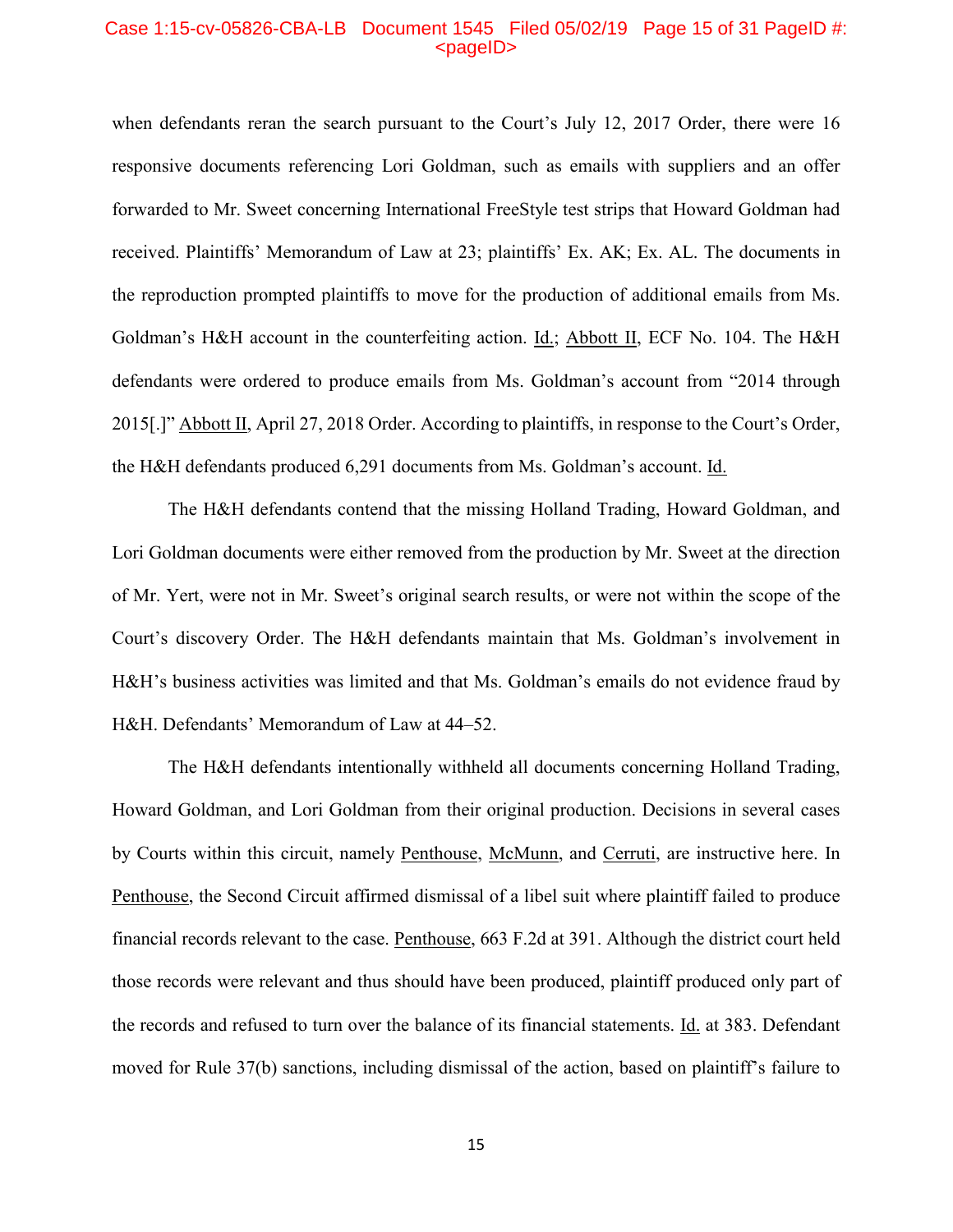when defendants reran the search pursuant to the Court's July 12, 2017 Order, there were 16 responsive documents referencing Lori Goldman, such as emails with suppliers and an offer forwarded to Mr. Sweet concerning International FreeStyle test strips that Howard Goldman had received. Plaintiffs' Memorandum of Law at 23; plaintiffs' Ex. AK; Ex. AL. The documents in the reproduction prompted plaintiffs to move for the production of additional emails from Ms. Goldman's H&H account in the counterfeiting action. Id.; Abbott II, ECF No. 104. The H&H defendants were ordered to produce emails from Ms. Goldman's account from "2014 through 2015[.]" Abbott II, April 27, 2018 Order. According to plaintiffs, in response to the Court's Order, the H&H defendants produced 6,291 documents from Ms. Goldman's account. Id.

The H&H defendants contend that the missing Holland Trading, Howard Goldman, and Lori Goldman documents were either removed from the production by Mr. Sweet at the direction of Mr. Yert, were not in Mr. Sweet's original search results, or were not within the scope of the Court's discovery Order. The H&H defendants maintain that Ms. Goldman's involvement in H&H's business activities was limited and that Ms. Goldman's emails do not evidence fraud by H&H. Defendants' Memorandum of Law at 44–52.

The H&H defendants intentionally withheld all documents concerning Holland Trading, Howard Goldman, and Lori Goldman from their original production. Decisions in several cases by Courts within this circuit, namely Penthouse, McMunn, and Cerruti, are instructive here. In Penthouse, the Second Circuit affirmed dismissal of a libel suit where plaintiff failed to produce financial records relevant to the case. Penthouse, 663 F.2d at 391. Although the district court held those records were relevant and thus should have been produced, plaintiff produced only part of the records and refused to turn over the balance of its financial statements. Id. at 383. Defendant moved for Rule 37(b) sanctions, including dismissal of the action, based on plaintiff's failure to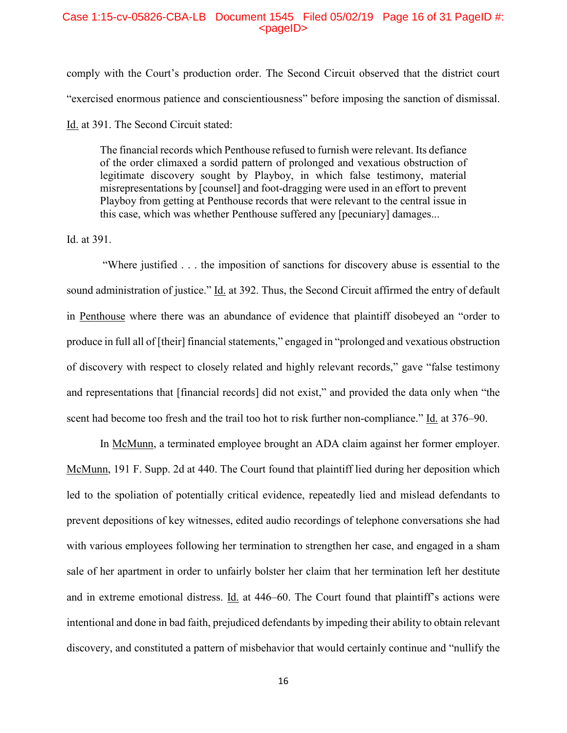comply with the Court's production order. The Second Circuit observed that the district court "exercised enormous patience and conscientiousness" before imposing the sanction of dismissal. Id. at 391. The Second Circuit stated:

> The financial records which Penthouse refused to furnish were relevant. Its defiance of the order climaxed a sordid pattern of prolonged and vexatious obstruction of legitimate discovery sought by Playboy, in which false testimony, material misrepresentations by [counsel] and foot-dragging were used in an effort to prevent Playboy from getting at Penthouse records that were relevant to the central issue in this case, which was whether Penthouse suffered any [pecuniary] damages...

Id. at 391.

"Where justified . . . the imposition of sanctions for discovery abuse is essential to the sound administration of justice." Id. at 392. Thus, the Second Circuit affirmed the entry of default in Penthouse where there was an abundance of evidence that plaintiff disobeyed an "order to produce in full all of [their] financial statements," engaged in "prolonged and vexatious obstruction of discovery with respect to closely related and highly relevant records," gave "false testimony and representations that [financial records] did not exist," and provided the data only when "the scent had become too fresh and the trail too hot to risk further non-compliance." Id. at 376–90.

In McMunn, a terminated employee brought an ADA claim against her former employer. McMunn, 191 F. Supp. 2d at 440. The Court found that plaintiff lied during her deposition which led to the spoliation of potentially critical evidence, repeatedly lied and mislead defendants to prevent depositions of key witnesses, edited audio recordings of telephone conversations she had with various employees following her termination to strengthen her case, and engaged in a sham sale of her apartment in order to unfairly bolster her claim that her termination left her destitute and in extreme emotional distress. Id. at 446–60. The Court found that plaintiff's actions were intentional and done in bad faith, prejudiced defendants by impeding their ability to obtain relevant discovery, and constituted a pattern of misbehavior that would certainly continue and "nullify the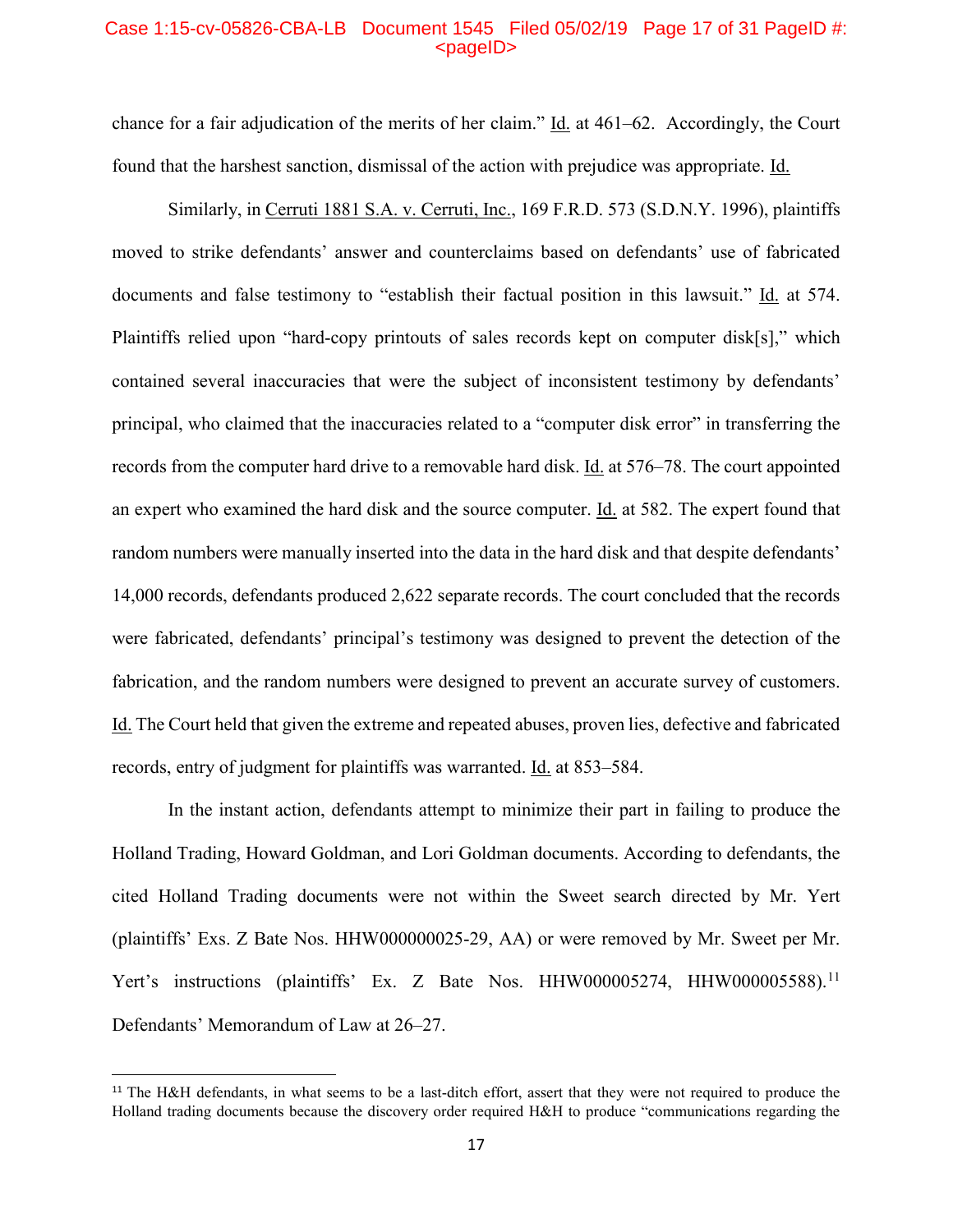chance for a fair adjudication of the merits of her claim." Id. at 461–62. Accordingly, the Court found that the harshest sanction, dismissal of the action with prejudice was appropriate. Id.

Similarly, in Cerruti 1881 S.A. v. Cerruti, Inc., 169 F.R.D. 573 (S.D.N.Y. 1996), plaintiffs moved to strike defendants' answer and counterclaims based on defendants' use of fabricated documents and false testimony to "establish their factual position in this lawsuit." Id. at 574. Plaintiffs relied upon "hard-copy printouts of sales records kept on computer disk[s]," which contained several inaccuracies that were the subject of inconsistent testimony by defendants' principal, who claimed that the inaccuracies related to a "computer disk error" in transferring the records from the computer hard drive to a removable hard disk. Id. at 576–78. The court appointed an expert who examined the hard disk and the source computer. Id. at 582. The expert found that random numbers were manually inserted into the data in the hard disk and that despite defendants' 14,000 records, defendants produced 2,622 separate records. The court concluded that the records were fabricated, defendants' principal's testimony was designed to prevent the detection of the fabrication, and the random numbers were designed to prevent an accurate survey of customers. Id. The Court held that given the extreme and repeated abuses, proven lies, defective and fabricated records, entry of judgment for plaintiffs was warranted. Id. at 853–584.

In the instant action, defendants attempt to minimize their part in failing to produce the Holland Trading, Howard Goldman, and Lori Goldman documents. According to defendants, the cited Holland Trading documents were not within the Sweet search directed by Mr. Yert (plaintiffs' Exs. Z Bate Nos. HHW000000025-29, AA) or were removed by Mr. Sweet per Mr. Yert's instructions (plaintiffs' Ex. Z Bate Nos. HHW000005274, HHW000005588).[11] Defendants' Memorandum of Law at 26–27.

---

[11] The H&H defendants, in what seems to be a last-ditch effort, assert that they were not required to produce the Holland trading documents because the discovery order required H&H to produce "communications regarding the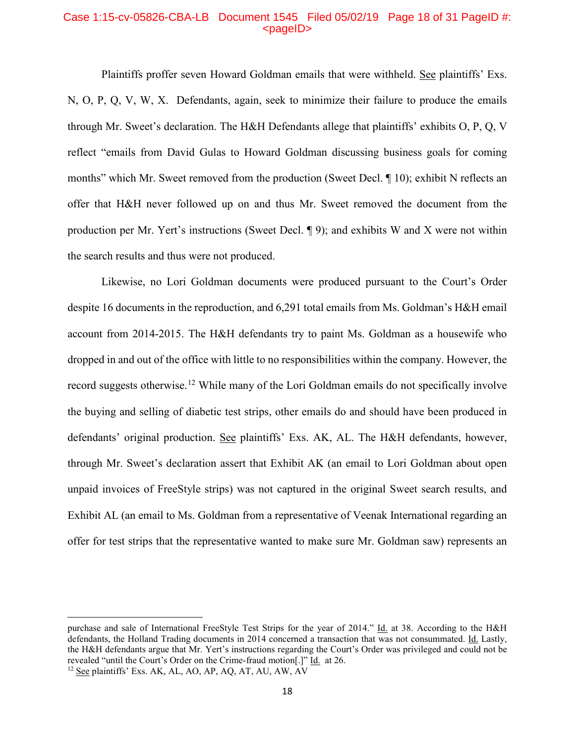Plaintiffs proffer seven Howard Goldman emails that were withheld. See plaintiffs' Exs. N, O, P, Q, V, W, X. Defendants, again, seek to minimize their failure to produce the emails through Mr. Sweet's declaration. The H&H Defendants allege that plaintiffs' exhibits O, P, Q, V reflect "emails from David Gulas to Howard Goldman discussing business goals for coming months" which Mr. Sweet removed from the production (Sweet Decl. ¶ 10); exhibit N reflects an offer that H&H never followed up on and thus Mr. Sweet removed the document from the production per Mr. Yert's instructions (Sweet Decl. ¶ 9); and exhibits W and X were not within the search results and thus were not produced.

Likewise, no Lori Goldman documents were produced pursuant to the Court's Order despite 16 documents in the reproduction, and 6,291 total emails from Ms. Goldman's H&H email account from 2014-2015. The H&H defendants try to paint Ms. Goldman as a housewife who dropped in and out of the office with little to no responsibilities within the company. However, the record suggests otherwise.[12] While many of the Lori Goldman emails do not specifically involve the buying and selling of diabetic test strips, other emails do and should have been produced in defendants' original production. See plaintiffs' Exs. AK, AL. The H&H defendants, however, through Mr. Sweet's declaration assert that Exhibit AK (an email to Lori Goldman about open unpaid invoices of FreeStyle strips) was not captured in the original Sweet search results, and Exhibit AL (an email to Ms. Goldman from a representative of Veenak International regarding an offer for test strips that the representative wanted to make sure Mr. Goldman saw) represents an

---

purchase and sale of International FreeStyle Test Strips for the year of 2014." Id. at 38. According to the H&H defendants, the Holland Trading documents in 2014 concerned a transaction that was not consummated. Id. Lastly, the H&H defendants argue that Mr. Yert's instructions regarding the Court's Order was privileged and could not be revealed "until the Court's Order on the Crime-fraud motion[.]" Id. at 26.

[12] See plaintiffs' Exs. AK, AL, AO, AP, AQ, AT, AU, AW, AV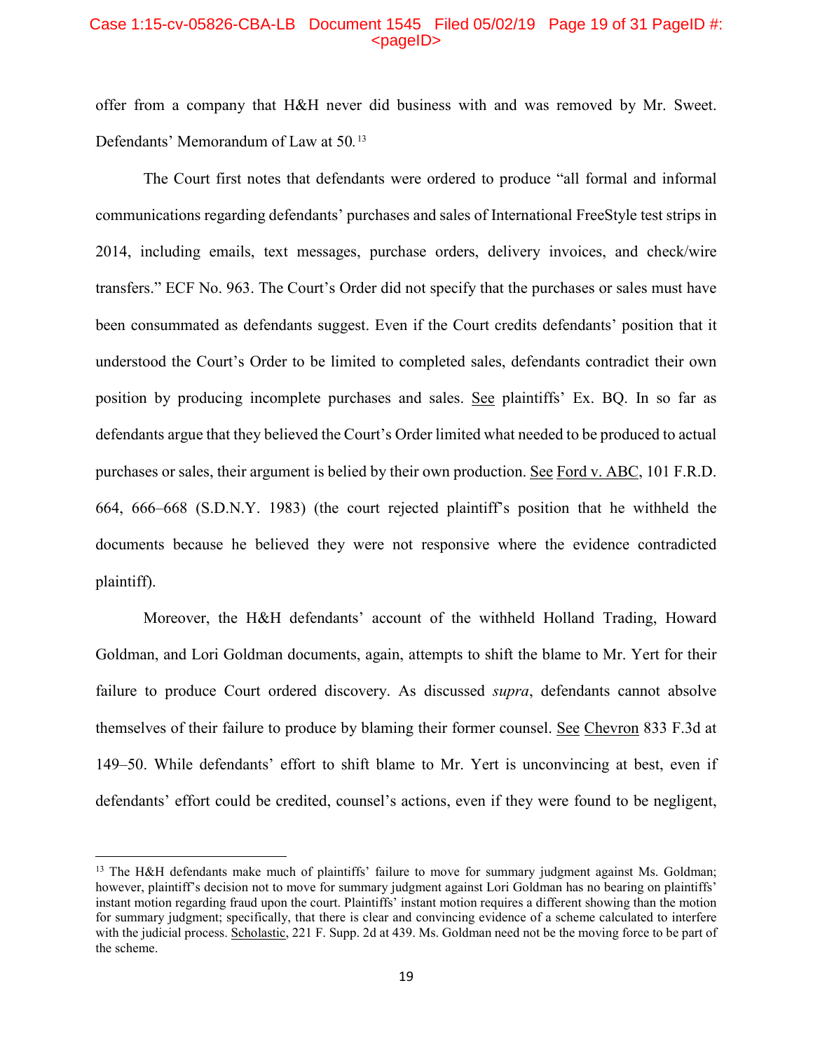offer from a company that H&H never did business with and was removed by Mr. Sweet. Defendants' Memorandum of Law at 50.[13]

The Court first notes that defendants were ordered to produce "all formal and informal communications regarding defendants' purchases and sales of International FreeStyle test strips in 2014, including emails, text messages, purchase orders, delivery invoices, and check/wire transfers." ECF No. 963. The Court's Order did not specify that the purchases or sales must have been consummated as defendants suggest. Even if the Court credits defendants' position that it understood the Court's Order to be limited to completed sales, defendants contradict their own position by producing incomplete purchases and sales. See plaintiffs' Ex. BQ. In so far as defendants argue that they believed the Court's Order limited what needed to be produced to actual purchases or sales, their argument is belied by their own production. See Ford v. ABC, 101 F.R.D. 664, 666–668 (S.D.N.Y. 1983) (the court rejected plaintiff's position that he withheld the documents because he believed they were not responsive where the evidence contradicted plaintiff).

Moreover, the H&H defendants' account of the withheld Holland Trading, Howard Goldman, and Lori Goldman documents, again, attempts to shift the blame to Mr. Yert for their failure to produce Court ordered discovery. As discussed *supra*, defendants cannot absolve themselves of their failure to produce by blaming their former counsel. See Chevron 833 F.3d at 149–50. While defendants' effort to shift blame to Mr. Yert is unconvincing at best, even if defendants' effort could be credited, counsel's actions, even if they were found to be negligent,

---

[13] The H&H defendants make much of plaintiffs' failure to move for summary judgment against Ms. Goldman; however, plaintiff's decision not to move for summary judgment against Lori Goldman has no bearing on plaintiffs' instant motion regarding fraud upon the court. Plaintiffs' instant motion requires a different showing than the motion for summary judgment; specifically, that there is clear and convincing evidence of a scheme calculated to interfere with the judicial process. Scholastic, 221 F. Supp. 2d at 439. Ms. Goldman need not be the moving force to be part of the scheme.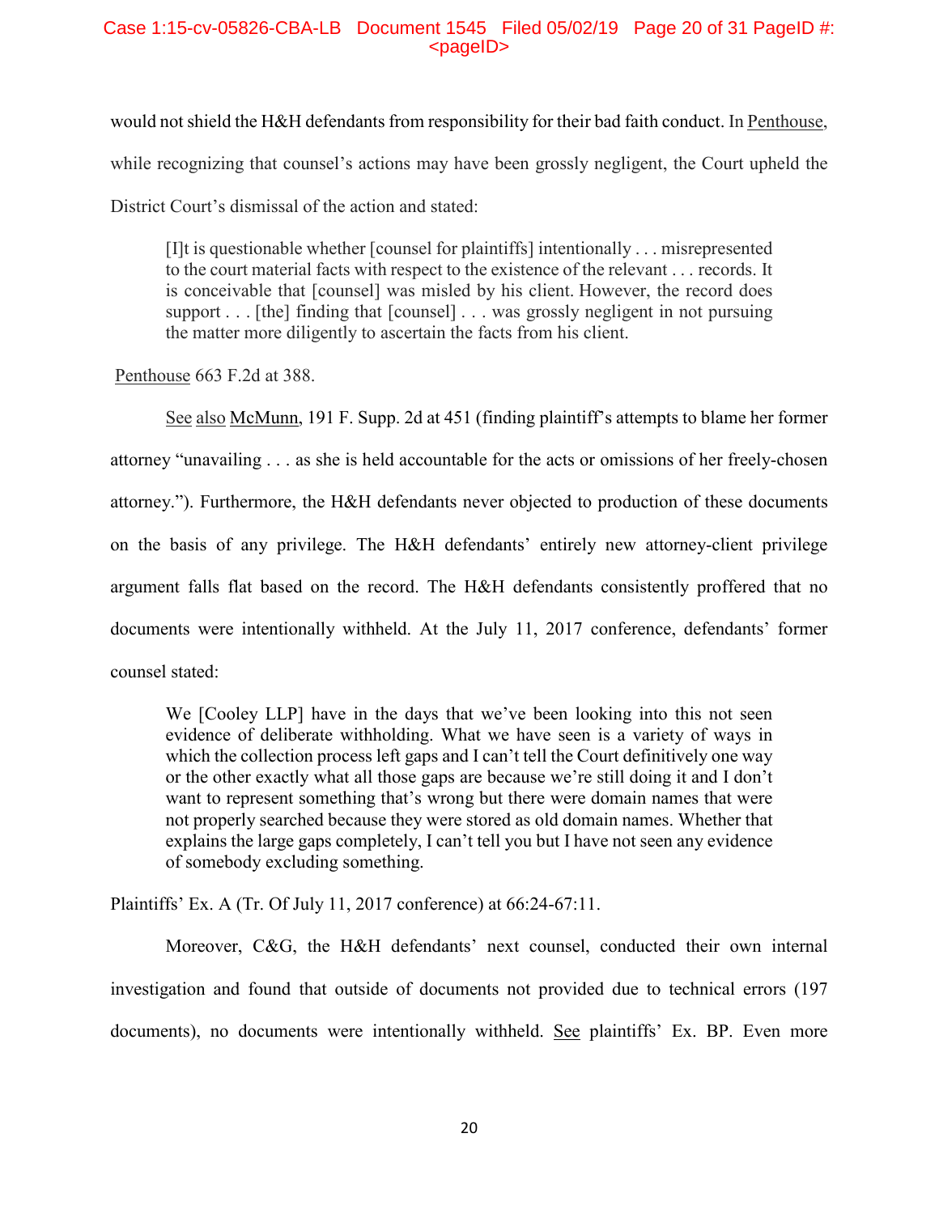would not shield the H&H defendants from responsibility for their bad faith conduct. In Penthouse, while recognizing that counsel's actions may have been grossly negligent, the Court upheld the District Court's dismissal of the action and stated:

> [I]t is questionable whether [counsel for plaintiffs] intentionally . . . misrepresented to the court material facts with respect to the existence of the relevant . . . records. It is conceivable that [counsel] was misled by his client. However, the record does support . . . [the] finding that [counsel] . . . was grossly negligent in not pursuing the matter more diligently to ascertain the facts from his client.

Penthouse 663 F.2d at 388.

See also McMunn, 191 F. Supp. 2d at 451 (finding plaintiff's attempts to blame her former attorney "unavailing . . . as she is held accountable for the acts or omissions of her freely-chosen attorney."). Furthermore, the H&H defendants never objected to production of these documents on the basis of any privilege. The H&H defendants' entirely new attorney-client privilege argument falls flat based on the record. The H&H defendants consistently proffered that no documents were intentionally withheld. At the July 11, 2017 conference, defendants' former counsel stated:

> We [Cooley LLP] have in the days that we've been looking into this not seen evidence of deliberate withholding. What we have seen is a variety of ways in which the collection process left gaps and I can't tell the Court definitively one way or the other exactly what all those gaps are because we're still doing it and I don't want to represent something that's wrong but there were domain names that were not properly searched because they were stored as old domain names. Whether that explains the large gaps completely, I can't tell you but I have not seen any evidence of somebody excluding something.

Plaintiffs' Ex. A (Tr. Of July 11, 2017 conference) at 66:24-67:11.

Moreover, C&G, the H&H defendants' next counsel, conducted their own internal investigation and found that outside of documents not provided due to technical errors (197 documents), no documents were intentionally withheld. See plaintiffs' Ex. BP. Even more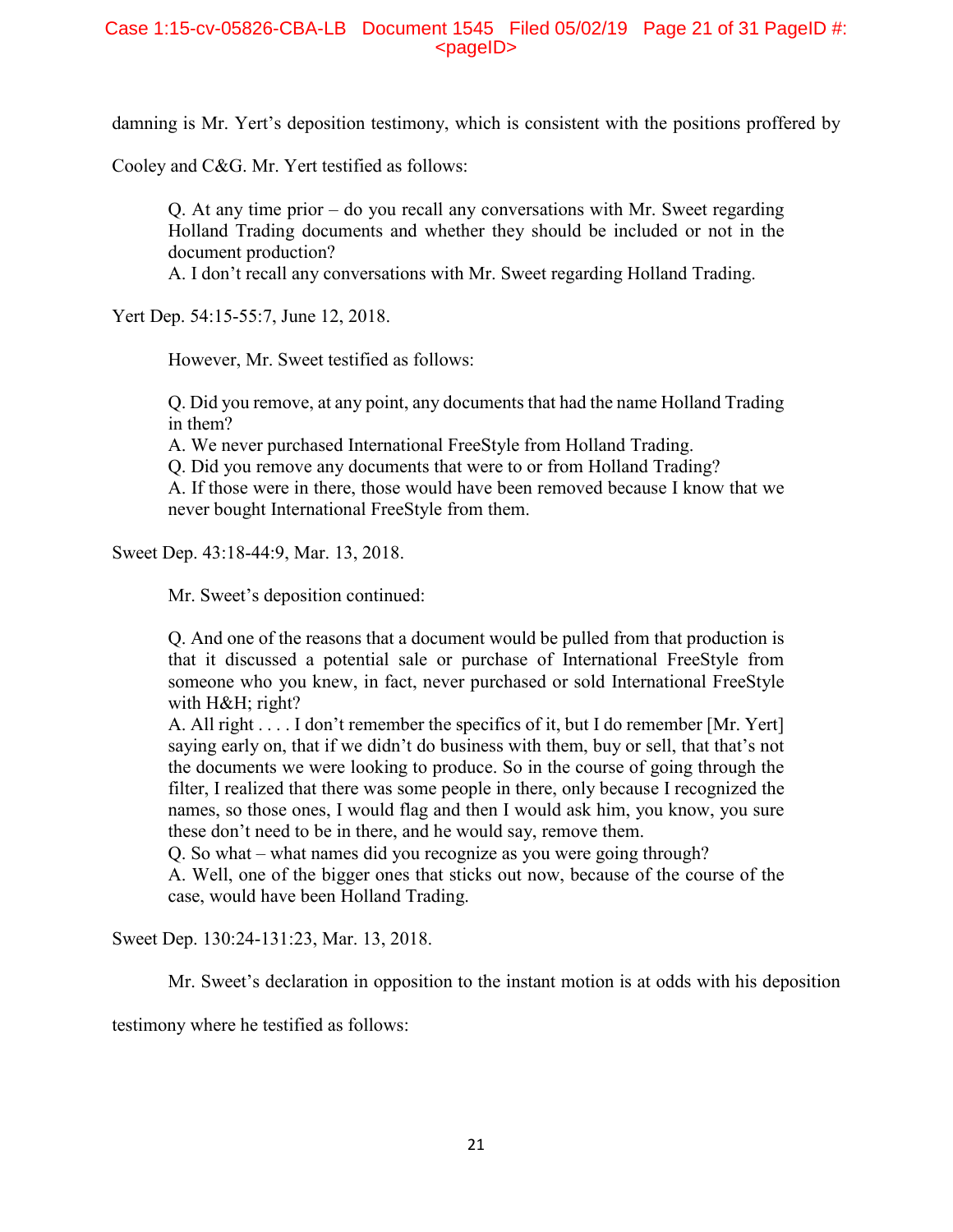damning is Mr. Yert's deposition testimony, which is consistent with the positions proffered by Cooley and C&G. Mr. Yert testified as follows:

> Q. At any time prior – do you recall any conversations with Mr. Sweet regarding Holland Trading documents and whether they should be included or not in the document production?
> A. I don't recall any conversations with Mr. Sweet regarding Holland Trading.

Yert Dep. 54:15-55:7, June 12, 2018.

However, Mr. Sweet testified as follows:

> Q. Did you remove, at any point, any documents that had the name Holland Trading in them?
> A. We never purchased International FreeStyle from Holland Trading.
> Q. Did you remove any documents that were to or from Holland Trading?
> A. If those were in there, those would have been removed because I know that we never bought International FreeStyle from them.

Sweet Dep. 43:18-44:9, Mar. 13, 2018.

Mr. Sweet's deposition continued:

> Q. And one of the reasons that a document would be pulled from that production is that it discussed a potential sale or purchase of International FreeStyle from someone who you knew, in fact, never purchased or sold International FreeStyle with H&H; right?
> A. All right . . . . I don't remember the specifics of it, but I do remember [Mr. Yert] saying early on, that if we didn't do business with them, buy or sell, that that's not the documents we were looking to produce. So in the course of going through the filter, I realized that there was some people in there, only because I recognized the names, so those ones, I would flag and then I would ask him, you know, you sure these don't need to be in there, and he would say, remove them.
> Q. So what – what names did you recognize as you were going through?
> A. Well, one of the bigger ones that sticks out now, because of the course of the case, would have been Holland Trading.

Sweet Dep. 130:24-131:23, Mar. 13, 2018.

Mr. Sweet's declaration in opposition to the instant motion is at odds with his deposition testimony where he testified as follows: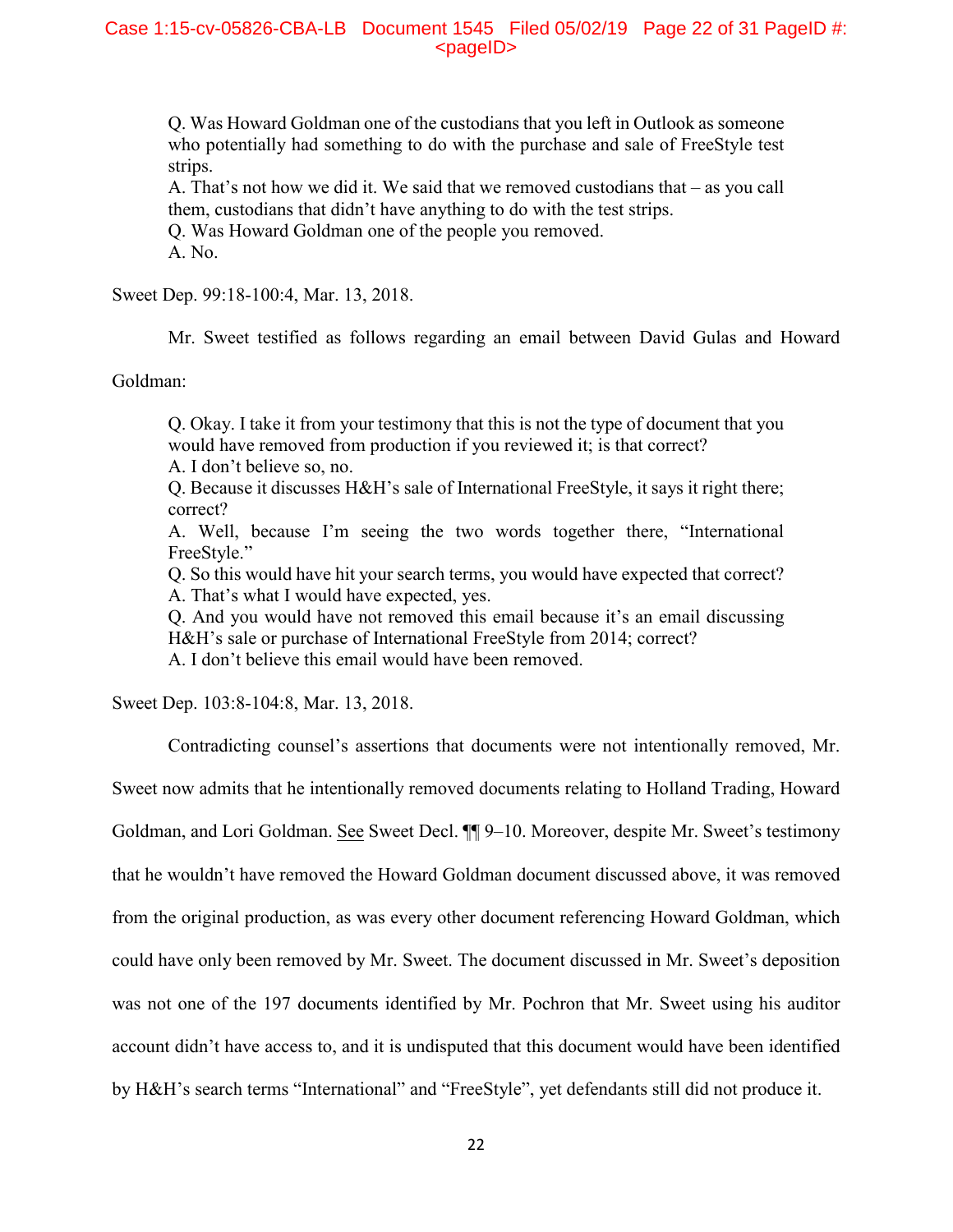> Q. Was Howard Goldman one of the custodians that you left in Outlook as someone who potentially had something to do with the purchase and sale of FreeStyle test strips.
> A. That's not how we did it. We said that we removed custodians that – as you call them, custodians that didn't have anything to do with the test strips.
> Q. Was Howard Goldman one of the people you removed.
> A. No.

Sweet Dep. 99:18-100:4, Mar. 13, 2018.

Mr. Sweet testified as follows regarding an email between David Gulas and Howard Goldman:

> Q. Okay. I take it from your testimony that this is not the type of document that you would have removed from production if you reviewed it; is that correct?
> A. I don't believe so, no.
> Q. Because it discusses H&H's sale of International FreeStyle, it says it right there; correct?
> A. Well, because I'm seeing the two words together there, "International FreeStyle."
> Q. So this would have hit your search terms, you would have expected that correct?
> A. That's what I would have expected, yes.
> Q. And you would have not removed this email because it's an email discussing H&H's sale or purchase of International FreeStyle from 2014; correct?
> A. I don't believe this email would have been removed.

Sweet Dep. 103:8-104:8, Mar. 13, 2018.

Contradicting counsel's assertions that documents were not intentionally removed, Mr. Sweet now admits that he intentionally removed documents relating to Holland Trading, Howard Goldman, and Lori Goldman. See Sweet Decl. ¶¶ 9–10. Moreover, despite Mr. Sweet's testimony that he wouldn't have removed the Howard Goldman document discussed above, it was removed from the original production, as was every other document referencing Howard Goldman, which could have only been removed by Mr. Sweet. The document discussed in Mr. Sweet's deposition was not one of the 197 documents identified by Mr. Pochron that Mr. Sweet using his auditor account didn't have access to, and it is undisputed that this document would have been identified by H&H's search terms "International" and "FreeStyle", yet defendants still did not produce it.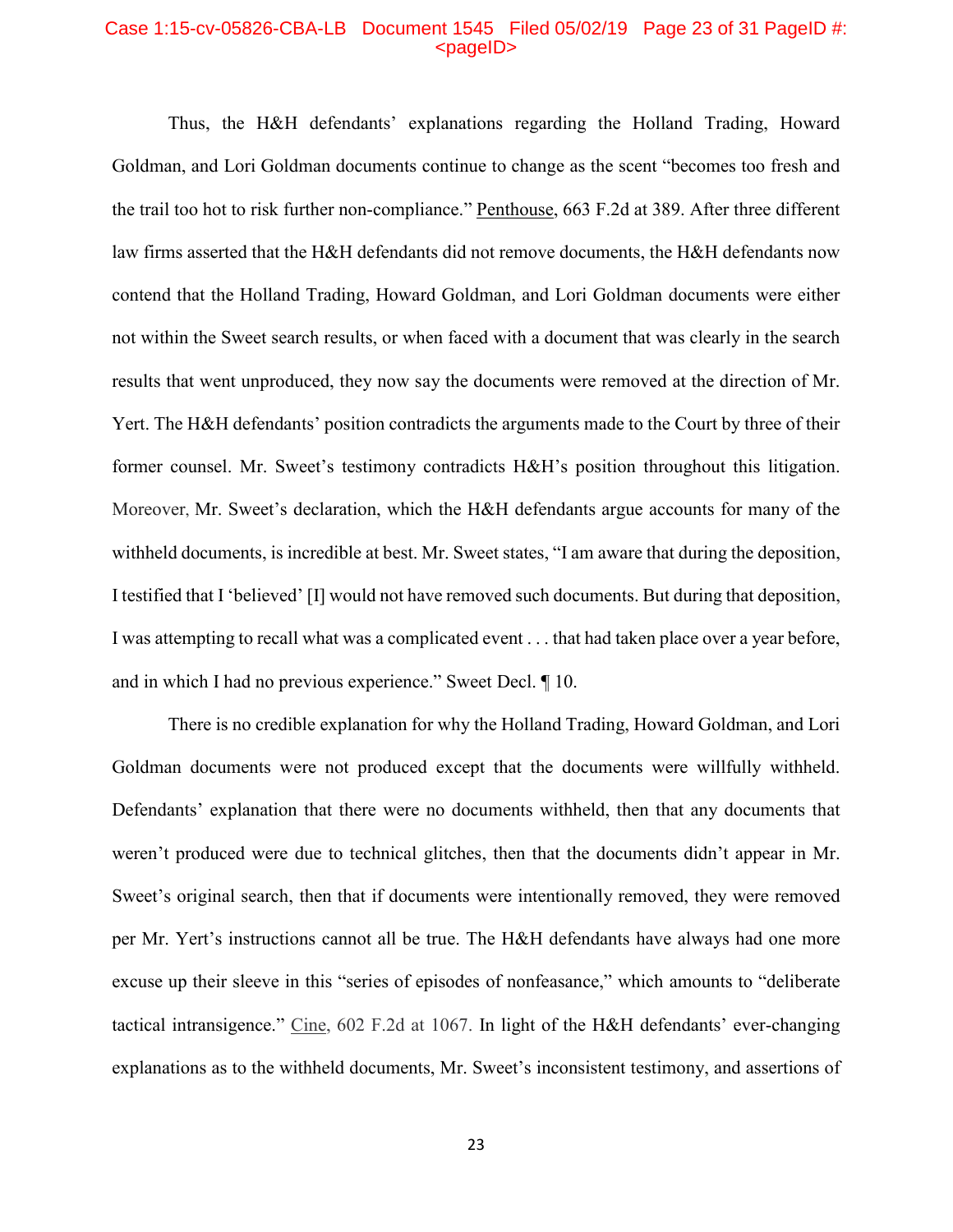Thus, the H&H defendants' explanations regarding the Holland Trading, Howard Goldman, and Lori Goldman documents continue to change as the scent "becomes too fresh and the trail too hot to risk further non-compliance." Penthouse, 663 F.2d at 389. After three different law firms asserted that the H&H defendants did not remove documents, the H&H defendants now contend that the Holland Trading, Howard Goldman, and Lori Goldman documents were either not within the Sweet search results, or when faced with a document that was clearly in the search results that went unproduced, they now say the documents were removed at the direction of Mr. Yert. The H&H defendants' position contradicts the arguments made to the Court by three of their former counsel. Mr. Sweet's testimony contradicts H&H's position throughout this litigation. Moreover, Mr. Sweet's declaration, which the H&H defendants argue accounts for many of the withheld documents, is incredible at best. Mr. Sweet states, "I am aware that during the deposition, I testified that I 'believed' [I] would not have removed such documents. But during that deposition, I was attempting to recall what was a complicated event . . . that had taken place over a year before, and in which I had no previous experience." Sweet Decl. ¶ 10.

There is no credible explanation for why the Holland Trading, Howard Goldman, and Lori Goldman documents were not produced except that the documents were willfully withheld. Defendants' explanation that there were no documents withheld, then that any documents that weren't produced were due to technical glitches, then that the documents didn't appear in Mr. Sweet's original search, then that if documents were intentionally removed, they were removed per Mr. Yert's instructions cannot all be true. The H&H defendants have always had one more excuse up their sleeve in this "series of episodes of nonfeasance," which amounts to "deliberate tactical intransigence." Cine, 602 F.2d at 1067. In light of the H&H defendants' ever-changing explanations as to the withheld documents, Mr. Sweet's inconsistent testimony, and assertions of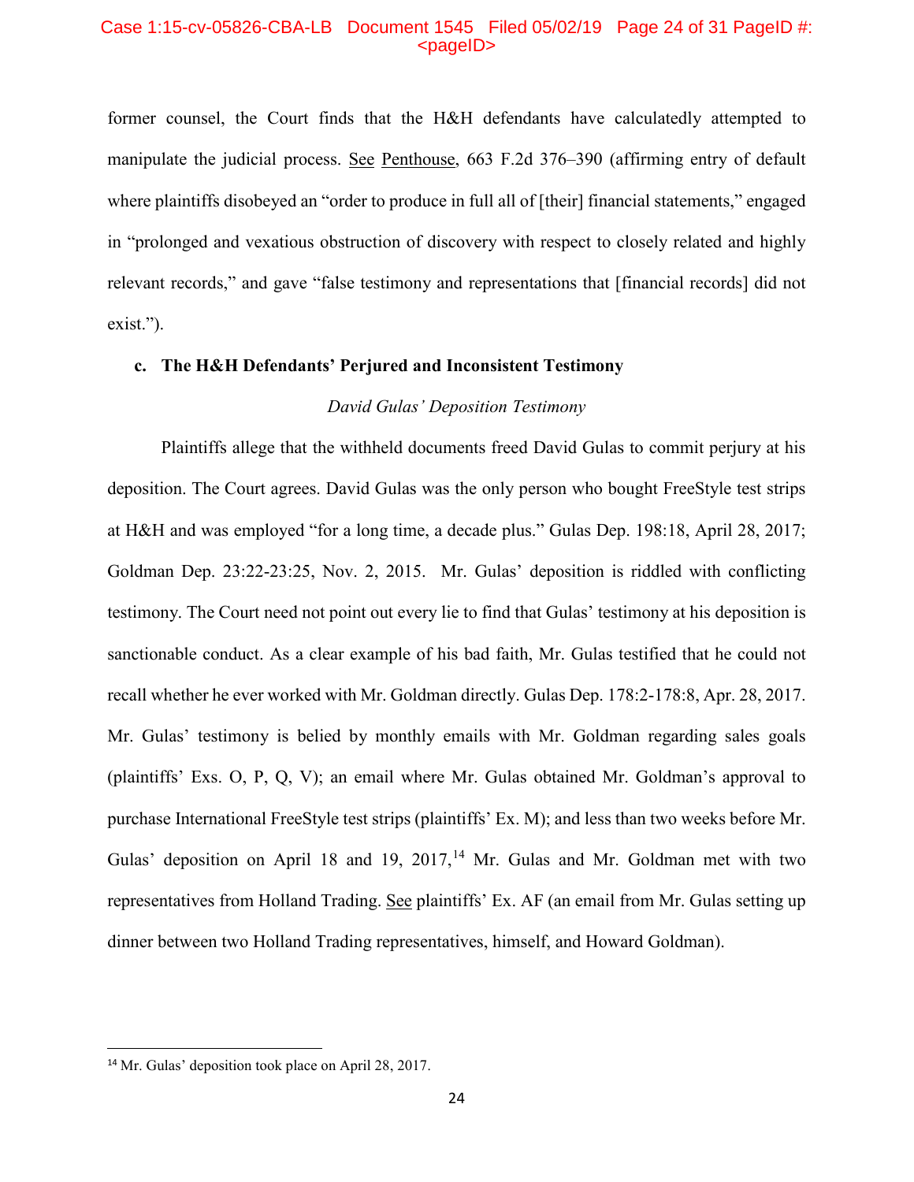former counsel, the Court finds that the H&H defendants have calculatedly attempted to manipulate the judicial process. See Penthouse, 663 F.2d 376–390 (affirming entry of default where plaintiffs disobeyed an "order to produce in full all of [their] financial statements," engaged in "prolonged and vexatious obstruction of discovery with respect to closely related and highly relevant records," and gave "false testimony and representations that [financial records] did not exist.").

**c. The H&H Defendants' Perjured and Inconsistent Testimony**

*David Gulas' Deposition Testimony*

Plaintiffs allege that the withheld documents freed David Gulas to commit perjury at his deposition. The Court agrees. David Gulas was the only person who bought FreeStyle test strips at H&H and was employed "for a long time, a decade plus." Gulas Dep. 198:18, April 28, 2017; Goldman Dep. 23:22-23:25, Nov. 2, 2015. Mr. Gulas' deposition is riddled with conflicting testimony. The Court need not point out every lie to find that Gulas' testimony at his deposition is sanctionable conduct. As a clear example of his bad faith, Mr. Gulas testified that he could not recall whether he ever worked with Mr. Goldman directly. Gulas Dep. 178:2-178:8, Apr. 28, 2017. Mr. Gulas' testimony is belied by monthly emails with Mr. Goldman regarding sales goals (plaintiffs' Exs. O, P, Q, V); an email where Mr. Gulas obtained Mr. Goldman's approval to purchase International FreeStyle test strips (plaintiffs' Ex. M); and less than two weeks before Mr. Gulas' deposition on April 18 and 19, 2017,[14] Mr. Gulas and Mr. Goldman met with two representatives from Holland Trading. See plaintiffs' Ex. AF (an email from Mr. Gulas setting up dinner between two Holland Trading representatives, himself, and Howard Goldman).

---

[14] Mr. Gulas' deposition took place on April 28, 2017.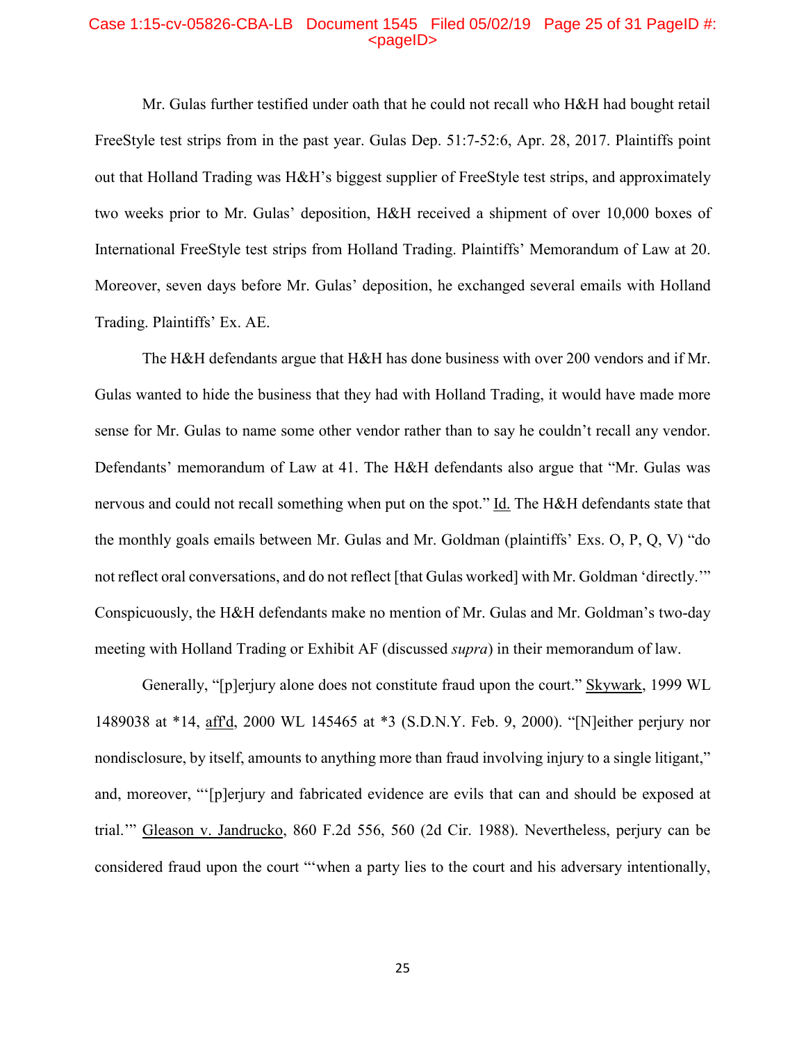Mr. Gulas further testified under oath that he could not recall who H&H had bought retail FreeStyle test strips from in the past year. Gulas Dep. 51:7-52:6, Apr. 28, 2017. Plaintiffs point out that Holland Trading was H&H's biggest supplier of FreeStyle test strips, and approximately two weeks prior to Mr. Gulas' deposition, H&H received a shipment of over 10,000 boxes of International FreeStyle test strips from Holland Trading. Plaintiffs' Memorandum of Law at 20. Moreover, seven days before Mr. Gulas' deposition, he exchanged several emails with Holland Trading. Plaintiffs' Ex. AE.

The H&H defendants argue that H&H has done business with over 200 vendors and if Mr. Gulas wanted to hide the business that they had with Holland Trading, it would have made more sense for Mr. Gulas to name some other vendor rather than to say he couldn't recall any vendor. Defendants' memorandum of Law at 41. The H&H defendants also argue that "Mr. Gulas was nervous and could not recall something when put on the spot." Id. The H&H defendants state that the monthly goals emails between Mr. Gulas and Mr. Goldman (plaintiffs' Exs. O, P, Q, V) "do not reflect oral conversations, and do not reflect [that Gulas worked] with Mr. Goldman 'directly.'" Conspicuously, the H&H defendants make no mention of Mr. Gulas and Mr. Goldman's two-day meeting with Holland Trading or Exhibit AF (discussed *supra*) in their memorandum of law.

Generally, "[p]erjury alone does not constitute fraud upon the court." Skywark, 1999 WL 1489038 at *14, aff'd, 2000 WL 145465 at *3 (S.D.N.Y. Feb. 9, 2000). "[N]either perjury nor nondisclosure, by itself, amounts to anything more than fraud involving injury to a single litigant," and, moreover, "'[p]erjury and fabricated evidence are evils that can and should be exposed at trial.'" Gleason v. Jandrucko, 860 F.2d 556, 560 (2d Cir. 1988). Nevertheless, perjury can be considered fraud upon the court "'when a party lies to the court and his adversary intentionally,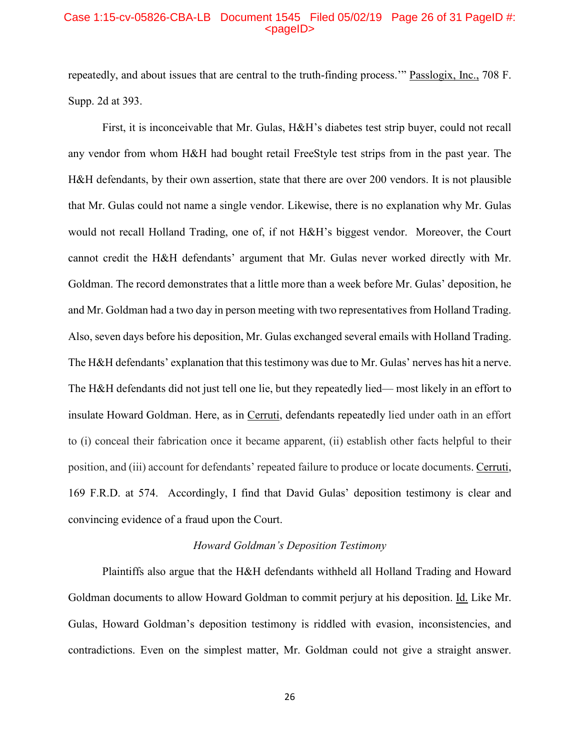repeatedly, and about issues that are central to the truth-finding process.'" Passlogix, Inc., 708 F. Supp. 2d at 393.

First, it is inconceivable that Mr. Gulas, H&H's diabetes test strip buyer, could not recall any vendor from whom H&H had bought retail FreeStyle test strips from in the past year. The H&H defendants, by their own assertion, state that there are over 200 vendors. It is not plausible that Mr. Gulas could not name a single vendor. Likewise, there is no explanation why Mr. Gulas would not recall Holland Trading, one of, if not H&H's biggest vendor. Moreover, the Court cannot credit the H&H defendants' argument that Mr. Gulas never worked directly with Mr. Goldman. The record demonstrates that a little more than a week before Mr. Gulas' deposition, he and Mr. Goldman had a two day in person meeting with two representatives from Holland Trading. Also, seven days before his deposition, Mr. Gulas exchanged several emails with Holland Trading. The H&H defendants' explanation that this testimony was due to Mr. Gulas' nerves has hit a nerve. The H&H defendants did not just tell one lie, but they repeatedly lied— most likely in an effort to insulate Howard Goldman. Here, as in Cerruti, defendants repeatedly lied under oath in an effort to (i) conceal their fabrication once it became apparent, (ii) establish other facts helpful to their position, and (iii) account for defendants' repeated failure to produce or locate documents. Cerruti, 169 F.R.D. at 574. Accordingly, I find that David Gulas' deposition testimony is clear and convincing evidence of a fraud upon the Court.

*Howard Goldman's Deposition Testimony*

Plaintiffs also argue that the H&H defendants withheld all Holland Trading and Howard Goldman documents to allow Howard Goldman to commit perjury at his deposition. Id. Like Mr. Gulas, Howard Goldman's deposition testimony is riddled with evasion, inconsistencies, and contradictions. Even on the simplest matter, Mr. Goldman could not give a straight answer.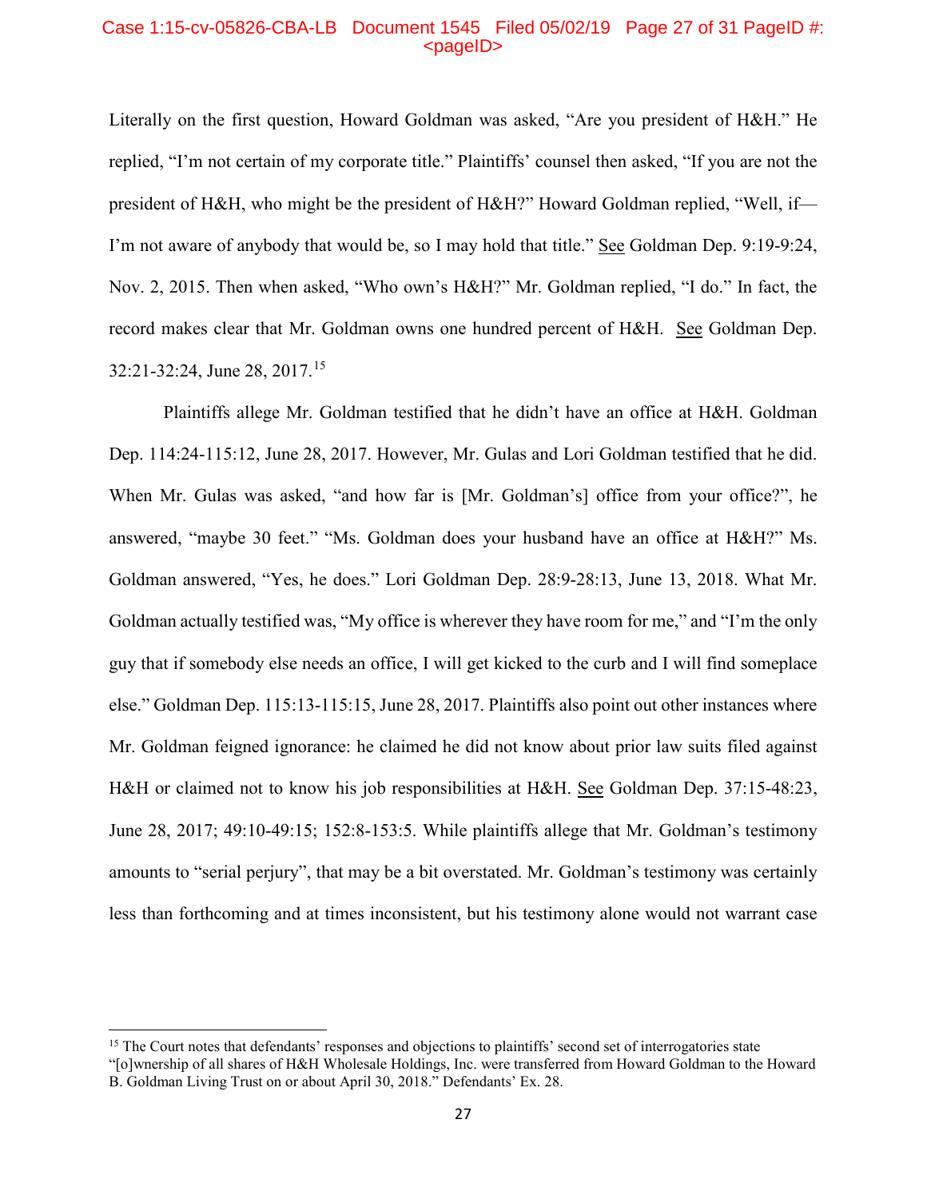Literally on the first question, Howard Goldman was asked, "Are you president of H&H." He replied, "I'm not certain of my corporate title." Plaintiffs' counsel then asked, "If you are not the president of H&H, who might be the president of H&H?" Howard Goldman replied, "Well, if—I'm not aware of anybody that would be, so I may hold that title." See Goldman Dep. 9:19-9:24, Nov. 2, 2015. Then when asked, "Who own's H&H?" Mr. Goldman replied, "I do." In fact, the record makes clear that Mr. Goldman owns one hundred percent of H&H. See Goldman Dep. 32:21-32:24, June 28, 2017.[15]

Plaintiffs allege Mr. Goldman testified that he didn't have an office at H&H. Goldman Dep. 114:24-115:12, June 28, 2017. However, Mr. Gulas and Lori Goldman testified that he did. When Mr. Gulas was asked, "and how far is [Mr. Goldman's] office from your office?", he answered, "maybe 30 feet." "Ms. Goldman does your husband have an office at H&H?" Ms. Goldman answered, "Yes, he does." Lori Goldman Dep. 28:9-28:13, June 13, 2018. What Mr. Goldman actually testified was, "My office is wherever they have room for me," and "I'm the only guy that if somebody else needs an office, I will get kicked to the curb and I will find someplace else." Goldman Dep. 115:13-115:15, June 28, 2017. Plaintiffs also point out other instances where Mr. Goldman feigned ignorance: he claimed he did not know about prior law suits filed against H&H or claimed not to know his job responsibilities at H&H. See Goldman Dep. 37:15-48:23, June 28, 2017; 49:10-49:15; 152:8-153:5. While plaintiffs allege that Mr. Goldman's testimony amounts to "serial perjury", that may be a bit overstated. Mr. Goldman's testimony was certainly less than forthcoming and at times inconsistent, but his testimony alone would not warrant case

[15] The Court notes that defendants' responses and objections to plaintiffs' second set of interrogatories state "[o]wnership of all shares of H&H Wholesale Holdings, Inc. were transferred from Howard Goldman to the Howard B. Goldman Living Trust on or about April 30, 2018." Defendants' Ex. 28.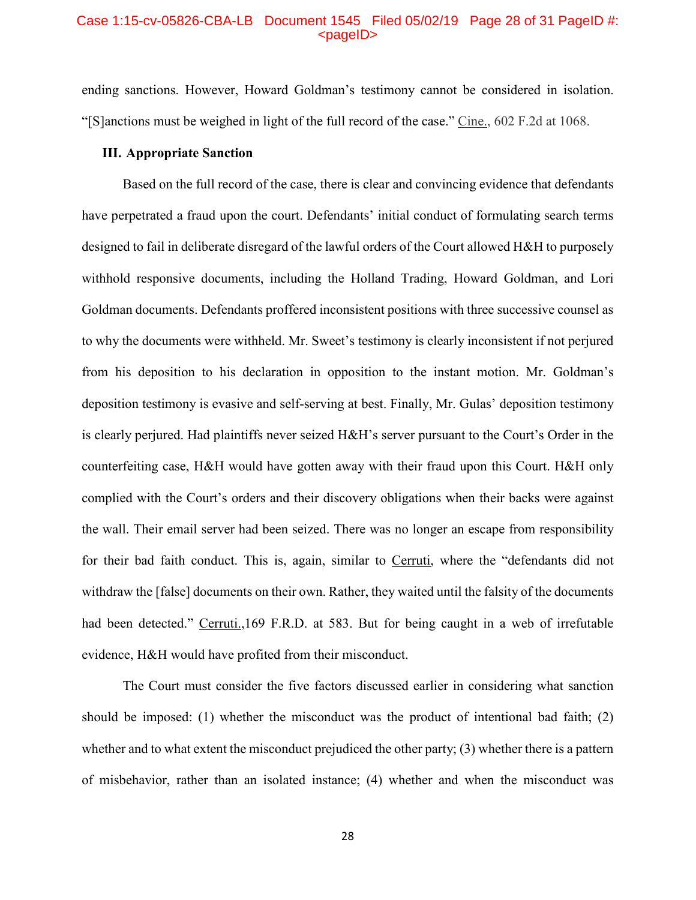ending sanctions. However, Howard Goldman's testimony cannot be considered in isolation. "[S]anctions must be weighed in light of the full record of the case." Cine., 602 F.2d at 1068.

### III. Appropriate Sanction

Based on the full record of the case, there is clear and convincing evidence that defendants have perpetrated a fraud upon the court. Defendants' initial conduct of formulating search terms designed to fail in deliberate disregard of the lawful orders of the Court allowed H&H to purposely withhold responsive documents, including the Holland Trading, Howard Goldman, and Lori Goldman documents. Defendants proffered inconsistent positions with three successive counsel as to why the documents were withheld. Mr. Sweet's testimony is clearly inconsistent if not perjured from his deposition to his declaration in opposition to the instant motion. Mr. Goldman's deposition testimony is evasive and self-serving at best. Finally, Mr. Gulas' deposition testimony is clearly perjured. Had plaintiffs never seized H&H's server pursuant to the Court's Order in the counterfeiting case, H&H would have gotten away with their fraud upon this Court. H&H only complied with the Court's orders and their discovery obligations when their backs were against the wall. Their email server had been seized. There was no longer an escape from responsibility for their bad faith conduct. This is, again, similar to Cerruti, where the "defendants did not withdraw the [false] documents on their own. Rather, they waited until the falsity of the documents had been detected." Cerruti.,169 F.R.D. at 583. But for being caught in a web of irrefutable evidence, H&H would have profited from their misconduct.

The Court must consider the five factors discussed earlier in considering what sanction should be imposed: (1) whether the misconduct was the product of intentional bad faith; (2) whether and to what extent the misconduct prejudiced the other party; (3) whether there is a pattern of misbehavior, rather than an isolated instance; (4) whether and when the misconduct was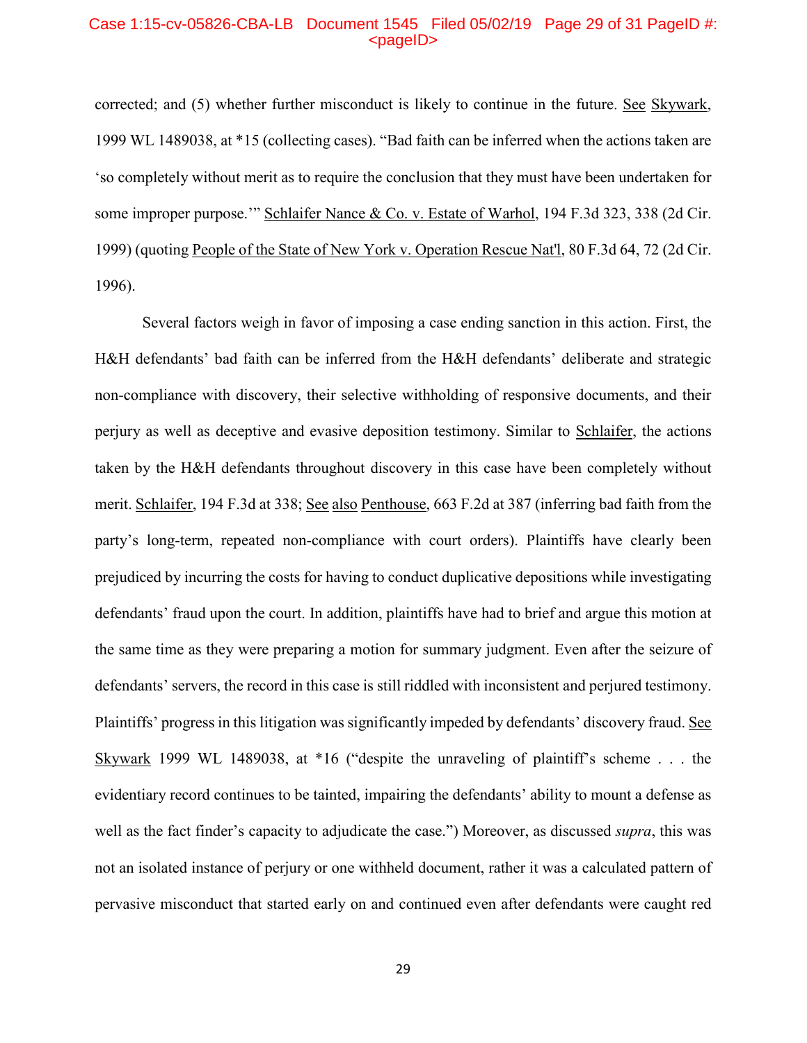corrected; and (5) whether further misconduct is likely to continue in the future. See Skywark, 1999 WL 1489038, at *15 (collecting cases). "Bad faith can be inferred when the actions taken are 'so completely without merit as to require the conclusion that they must have been undertaken for some improper purpose.'" Schlaifer Nance & Co. v. Estate of Warhol, 194 F.3d 323, 338 (2d Cir. 1999) (quoting People of the State of New York v. Operation Rescue Nat'l, 80 F.3d 64, 72 (2d Cir. 1996).

Several factors weigh in favor of imposing a case ending sanction in this action. First, the H&H defendants' bad faith can be inferred from the H&H defendants' deliberate and strategic non-compliance with discovery, their selective withholding of responsive documents, and their perjury as well as deceptive and evasive deposition testimony. Similar to Schlaifer, the actions taken by the H&H defendants throughout discovery in this case have been completely without merit. Schlaifer, 194 F.3d at 338; See also Penthouse, 663 F.2d at 387 (inferring bad faith from the party's long-term, repeated non-compliance with court orders). Plaintiffs have clearly been prejudiced by incurring the costs for having to conduct duplicative depositions while investigating defendants' fraud upon the court. In addition, plaintiffs have had to brief and argue this motion at the same time as they were preparing a motion for summary judgment. Even after the seizure of defendants' servers, the record in this case is still riddled with inconsistent and perjured testimony. Plaintiffs' progress in this litigation was significantly impeded by defendants' discovery fraud. See Skywark 1999 WL 1489038, at *16 ("despite the unraveling of plaintiff's scheme . . . the evidentiary record continues to be tainted, impairing the defendants' ability to mount a defense as well as the fact finder's capacity to adjudicate the case.") Moreover, as discussed *supra*, this was not an isolated instance of perjury or one withheld document, rather it was a calculated pattern of pervasive misconduct that started early on and continued even after defendants were caught red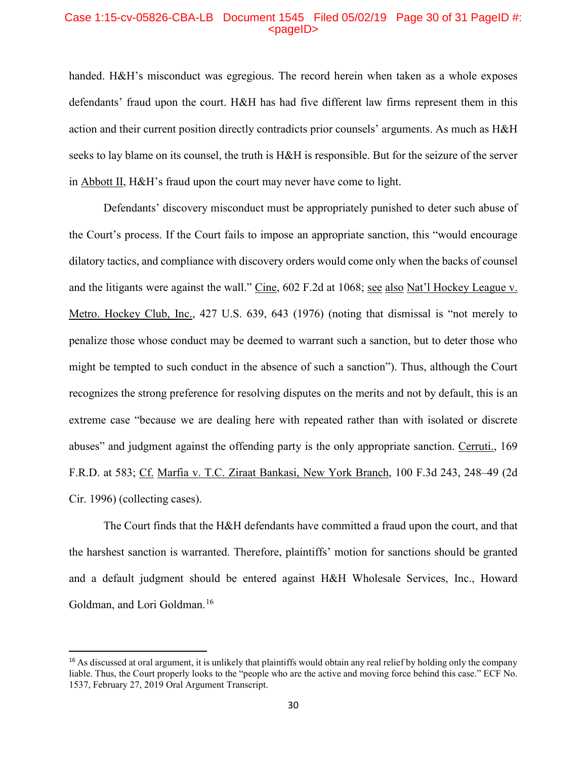handed. H&H's misconduct was egregious. The record herein when taken as a whole exposes defendants' fraud upon the court. H&H has had five different law firms represent them in this action and their current position directly contradicts prior counsels' arguments. As much as H&H seeks to lay blame on its counsel, the truth is H&H is responsible. But for the seizure of the server in Abbott II, H&H's fraud upon the court may never have come to light.

Defendants' discovery misconduct must be appropriately punished to deter such abuse of the Court's process. If the Court fails to impose an appropriate sanction, this "would encourage dilatory tactics, and compliance with discovery orders would come only when the backs of counsel and the litigants were against the wall." Cine, 602 F.2d at 1068; see also Nat'l Hockey League v. Metro. Hockey Club, Inc., 427 U.S. 639, 643 (1976) (noting that dismissal is "not merely to penalize those whose conduct may be deemed to warrant such a sanction, but to deter those who might be tempted to such conduct in the absence of such a sanction"). Thus, although the Court recognizes the strong preference for resolving disputes on the merits and not by default, this is an extreme case "because we are dealing here with repeated rather than with isolated or discrete abuses" and judgment against the offending party is the only appropriate sanction. Cerruti., 169 F.R.D. at 583; Cf. Marfia v. T.C. Ziraat Bankasi, New York Branch, 100 F.3d 243, 248–49 (2d Cir. 1996) (collecting cases).

The Court finds that the H&H defendants have committed a fraud upon the court, and that the harshest sanction is warranted. Therefore, plaintiffs' motion for sanctions should be granted and a default judgment should be entered against H&H Wholesale Services, Inc., Howard Goldman, and Lori Goldman.[16]

---

[16] As discussed at oral argument, it is unlikely that plaintiffs would obtain any real relief by holding only the company liable. Thus, the Court properly looks to the "people who are the active and moving force behind this case." ECF No. 1537, February 27, 2019 Oral Argument Transcript.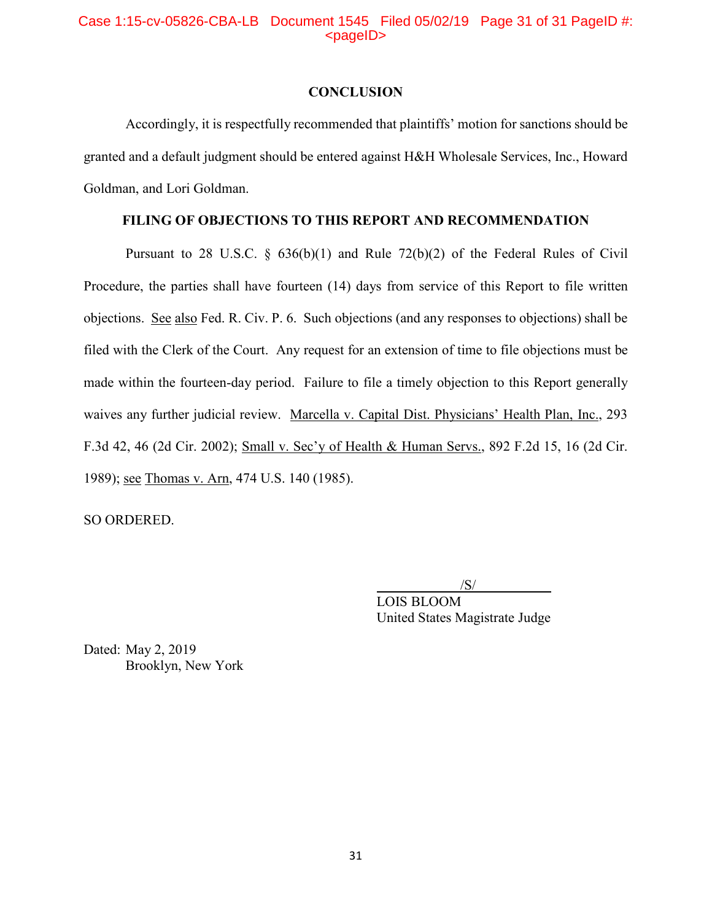## CONCLUSION

Accordingly, it is respectfully recommended that plaintiffs' motion for sanctions should be granted and a default judgment should be entered against H&H Wholesale Services, Inc., Howard Goldman, and Lori Goldman.

## FILING OF OBJECTIONS TO THIS REPORT AND RECOMMENDATION

Pursuant to 28 U.S.C. § 636(b)(1) and Rule 72(b)(2) of the Federal Rules of Civil Procedure, the parties shall have fourteen (14) days from service of this Report to file written objections. See also Fed. R. Civ. P. 6. Such objections (and any responses to objections) shall be filed with the Clerk of the Court. Any request for an extension of time to file objections must be made within the fourteen-day period. Failure to file a timely objection to this Report generally waives any further judicial review. Marcella v. Capital Dist. Physicians' Health Plan, Inc., 293 F.3d 42, 46 (2d Cir. 2002); Small v. Sec'y of Health & Human Servs., 892 F.2d 15, 16 (2d Cir. 1989); see Thomas v. Arn, 474 U.S. 140 (1985).

SO ORDERED.

/S/
LOIS BLOOM
United States Magistrate Judge

Dated: May 2, 2019
Brooklyn, New York